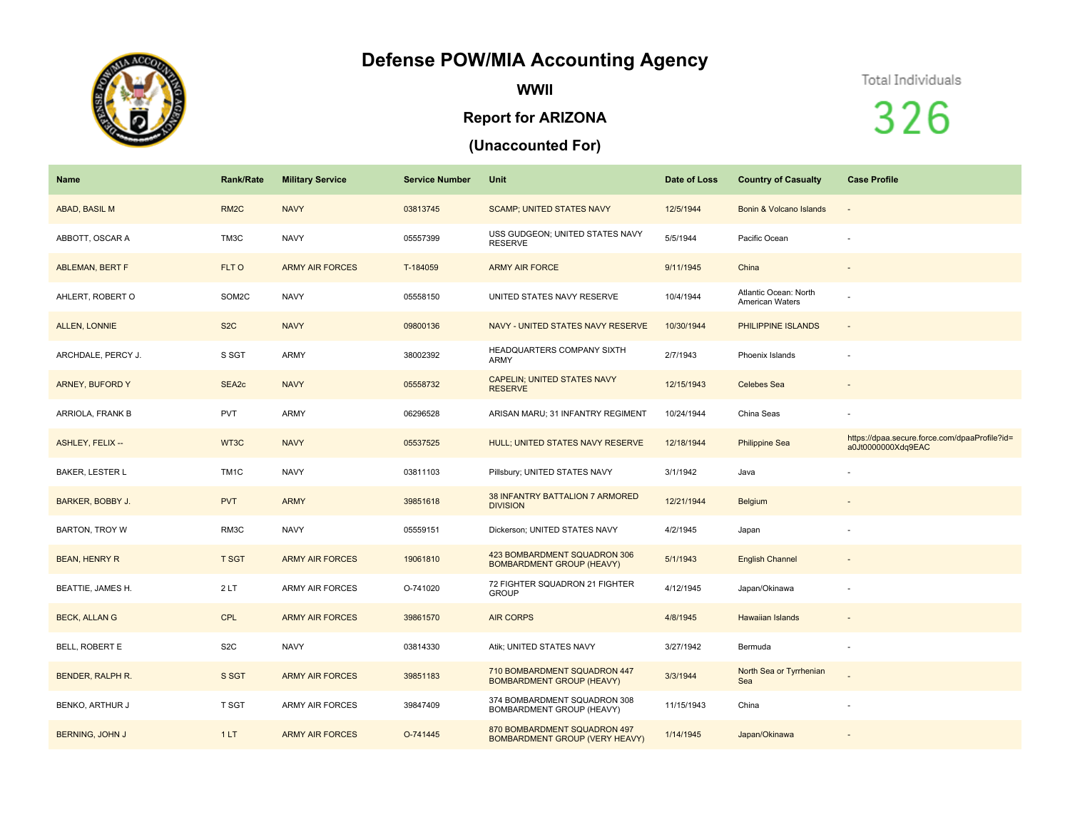# Defense POW/MIA Accounting Agency

## WWII

## Report for ARIZONA

## (Unaccounted For)

Total Individuals

326

| Name | Rank/Rate | Military Service | Service Number | Unit | Date of Loss | Country of Casualty | Case Profile |
|---|---|---|---|---|---|---|---|
| ABAD, BASIL M | RM2C | NAVY | 03813745 | SCAMP; UNITED STATES NAVY | 12/5/1944 | Bonin & Volcano Islands | - |
| ABBOTT, OSCAR A | TM3C | NAVY | 05557399 | USS GUDGEON; UNITED STATES NAVY RESERVE | 5/5/1944 | Pacific Ocean | - |
| ABLEMAN, BERT F | FLT O | ARMY AIR FORCES | T-184059 | ARMY AIR FORCE | 9/11/1945 | China | - |
| AHLERT, ROBERT O | SOM2C | NAVY | 05558150 | UNITED STATES NAVY RESERVE | 10/4/1944 | Atlantic Ocean: North American Waters | - |
| ALLEN, LONNIE | S2C | NAVY | 09800136 | NAVY - UNITED STATES NAVY RESERVE | 10/30/1944 | PHILIPPINE ISLANDS | - |
| ARCHDALE, PERCY J. | S SGT | ARMY | 38002392 | HEADQUARTERS COMPANY SIXTH ARMY | 2/7/1943 | Phoenix Islands | - |
| ARNEY, BUFORD Y | SEA2c | NAVY | 05558732 | CAPELIN; UNITED STATES NAVY RESERVE | 12/15/1943 | Celebes Sea | - |
| ARRIOLA, FRANK B | PVT | ARMY | 06296528 | ARISAN MARU; 31 INFANTRY REGIMENT | 10/24/1944 | China Seas | - |
| ASHLEY, FELIX -- | WT3C | NAVY | 05537525 | HULL; UNITED STATES NAVY RESERVE | 12/18/1944 | Philippine Sea | https://dpaa.secure.force.com/dpaaProfile?id=a0Jt0000000Xdq9EAC |
| BAKER, LESTER L | TM1C | NAVY | 03811103 | Pillsbury; UNITED STATES NAVY | 3/1/1942 | Java | - |
| BARKER, BOBBY J. | PVT | ARMY | 39851618 | 38 INFANTRY BATTALION 7 ARMORED DIVISION | 12/21/1944 | Belgium | - |
| BARTON, TROY W | RM3C | NAVY | 05559151 | Dickerson; UNITED STATES NAVY | 4/2/1945 | Japan | - |
| BEAN, HENRY R | T SGT | ARMY AIR FORCES | 19061810 | 423 BOMBARDMENT SQUADRON 306 BOMBARDMENT GROUP (HEAVY) | 5/1/1943 | English Channel | - |
| BEATTIE, JAMES H. | 2 LT | ARMY AIR FORCES | O-741020 | 72 FIGHTER SQUADRON 21 FIGHTER GROUP | 4/12/1945 | Japan/Okinawa | - |
| BECK, ALLAN G | CPL | ARMY AIR FORCES | 39861570 | AIR CORPS | 4/8/1945 | Hawaiian Islands | - |
| BELL, ROBERT E | S2C | NAVY | 03814330 | Atik; UNITED STATES NAVY | 3/27/1942 | Bermuda | - |
| BENDER, RALPH R. | S SGT | ARMY AIR FORCES | 39851183 | 710 BOMBARDMENT SQUADRON 447 BOMBARDMENT GROUP (HEAVY) | 3/3/1944 | North Sea or Tyrrhenian Sea | - |
| BENKO, ARTHUR J | T SGT | ARMY AIR FORCES | 39847409 | 374 BOMBARDMENT SQUADRON 308 BOMBARDMENT GROUP (HEAVY) | 11/15/1943 | China | - |
| BERNING, JOHN J | 1 LT | ARMY AIR FORCES | O-741445 | 870 BOMBARDMENT SQUADRON 497 BOMBARDMENT GROUP (VERY HEAVY) | 1/14/1945 | Japan/Okinawa | - |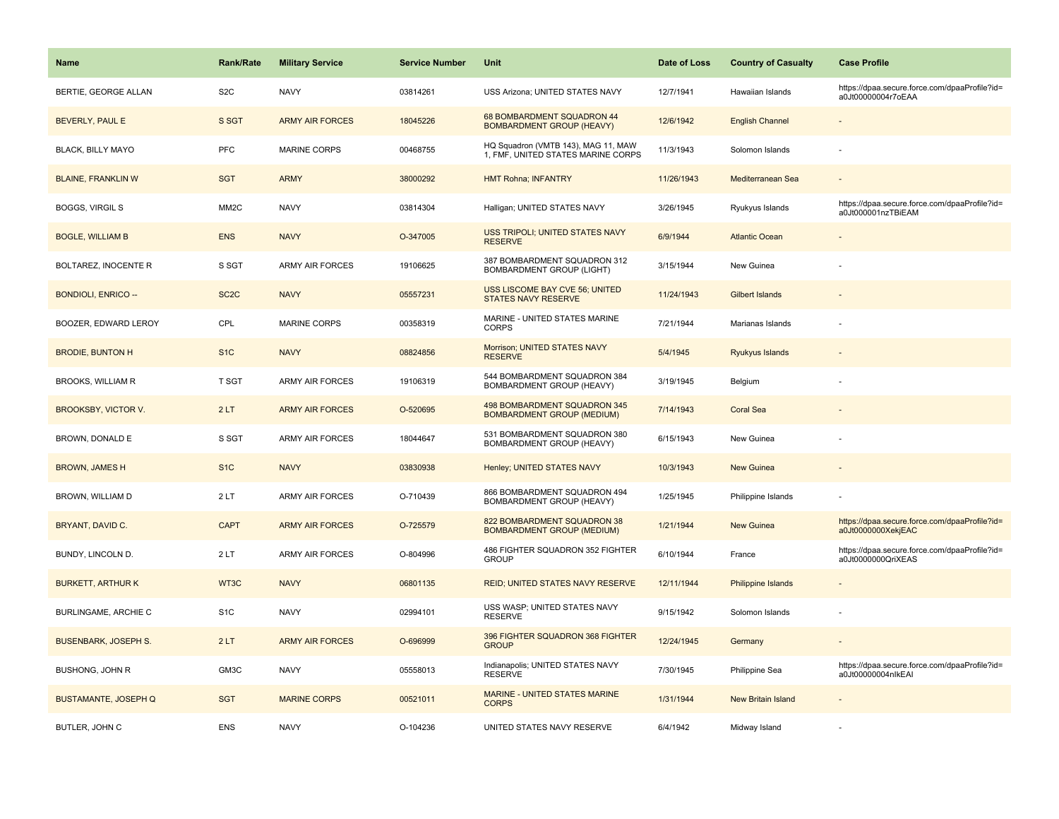| Name | Rank/Rate | Military Service | Service Number | Unit | Date of Loss | Country of Casualty | Case Profile |
| --- | --- | --- | --- | --- | --- | --- | --- |
| BERTIE, GEORGE ALLAN | S2C | NAVY | 03814261 | USS Arizona; UNITED STATES NAVY | 12/7/1941 | Hawaiian Islands | https://dpaa.secure.force.com/dpaaProfile?id=a0Jt00000004r7oEAA |
| BEVERLY, PAUL E | S SGT | ARMY AIR FORCES | 18045226 | 68 BOMBARDMENT SQUADRON 44 BOMBARDMENT GROUP (HEAVY) | 12/6/1942 | English Channel | - |
| BLACK, BILLY MAYO | PFC | MARINE CORPS | 00468755 | HQ Squadron (VMTB 143), MAG 11, MAW 1, FMF, UNITED STATES MARINE CORPS | 11/3/1943 | Solomon Islands | - |
| BLAINE, FRANKLIN W | SGT | ARMY | 38000292 | HMT Rohna; INFANTRY | 11/26/1943 | Mediterranean Sea | - |
| BOGGS, VIRGIL S | MM2C | NAVY | 03814304 | Halligan; UNITED STATES NAVY | 3/26/1945 | Ryukyus Islands | https://dpaa.secure.force.com/dpaaProfile?id=a0Jt000001nzTBiEAM |
| BOGLE, WILLIAM B | ENS | NAVY | O-347005 | USS TRIPOLI; UNITED STATES NAVY RESERVE | 6/9/1944 | Atlantic Ocean | - |
| BOLTAREZ, INOCENTE R | S SGT | ARMY AIR FORCES | 19106625 | 387 BOMBARDMENT SQUADRON 312 BOMBARDMENT GROUP (LIGHT) | 3/15/1944 | New Guinea | - |
| BONDIOLI, ENRICO -- | SC2C | NAVY | 05557231 | USS LISCOME BAY CVE 56; UNITED STATES NAVY RESERVE | 11/24/1943 | Gilbert Islands | - |
| BOOZER, EDWARD LEROY | CPL | MARINE CORPS | 00358319 | MARINE - UNITED STATES MARINE CORPS | 7/21/1944 | Marianas Islands | - |
| BRODIE, BUNTON H | S1C | NAVY | 08824856 | Morrison; UNITED STATES NAVY RESERVE | 5/4/1945 | Ryukyus Islands | - |
| BROOKS, WILLIAM R | T SGT | ARMY AIR FORCES | 19106319 | 544 BOMBARDMENT SQUADRON 384 BOMBARDMENT GROUP (HEAVY) | 3/19/1945 | Belgium | - |
| BROOKSBY, VICTOR V. | 2 LT | ARMY AIR FORCES | O-520695 | 498 BOMBARDMENT SQUADRON 345 BOMBARDMENT GROUP (MEDIUM) | 7/14/1943 | Coral Sea | - |
| BROWN, DONALD E | S SGT | ARMY AIR FORCES | 18044647 | 531 BOMBARDMENT SQUADRON 380 BOMBARDMENT GROUP (HEAVY) | 6/15/1943 | New Guinea | - |
| BROWN, JAMES H | S1C | NAVY | 03830938 | Henley; UNITED STATES NAVY | 10/3/1943 | New Guinea | - |
| BROWN, WILLIAM D | 2 LT | ARMY AIR FORCES | O-710439 | 866 BOMBARDMENT SQUADRON 494 BOMBARDMENT GROUP (HEAVY) | 1/25/1945 | Philippine Islands | - |
| BRYANT, DAVID C. | CAPT | ARMY AIR FORCES | O-725579 | 822 BOMBARDMENT SQUADRON 38 BOMBARDMENT GROUP (MEDIUM) | 1/21/1944 | New Guinea | https://dpaa.secure.force.com/dpaaProfile?id=a0Jt0000000XekjEAC |
| BUNDY, LINCOLN D. | 2 LT | ARMY AIR FORCES | O-804996 | 486 FIGHTER SQUADRON 352 FIGHTER GROUP | 6/10/1944 | France | https://dpaa.secure.force.com/dpaaProfile?id=a0Jt0000000QriXEAS |
| BURKETT, ARTHUR K | WT3C | NAVY | 06801135 | REID; UNITED STATES NAVY RESERVE | 12/11/1944 | Philippine Islands | - |
| BURLINGAME, ARCHIE C | S1C | NAVY | 02994101 | USS WASP; UNITED STATES NAVY RESERVE | 9/15/1942 | Solomon Islands | - |
| BUSENBARK, JOSEPH S. | 2 LT | ARMY AIR FORCES | O-696999 | 396 FIGHTER SQUADRON 368 FIGHTER GROUP | 12/24/1945 | Germany | - |
| BUSHONG, JOHN R | GM3C | NAVY | 05558013 | Indianapolis; UNITED STATES NAVY RESERVE | 7/30/1945 | Philippine Sea | https://dpaa.secure.force.com/dpaaProfile?id=a0Jt00000004nIkEAI |
| BUSTAMANTE, JOSEPH Q | SGT | MARINE CORPS | 00521011 | MARINE - UNITED STATES MARINE CORPS | 1/31/1944 | New Britain Island | - |
| BUTLER, JOHN C | ENS | NAVY | O-104236 | UNITED STATES NAVY RESERVE | 6/4/1942 | Midway Island | - |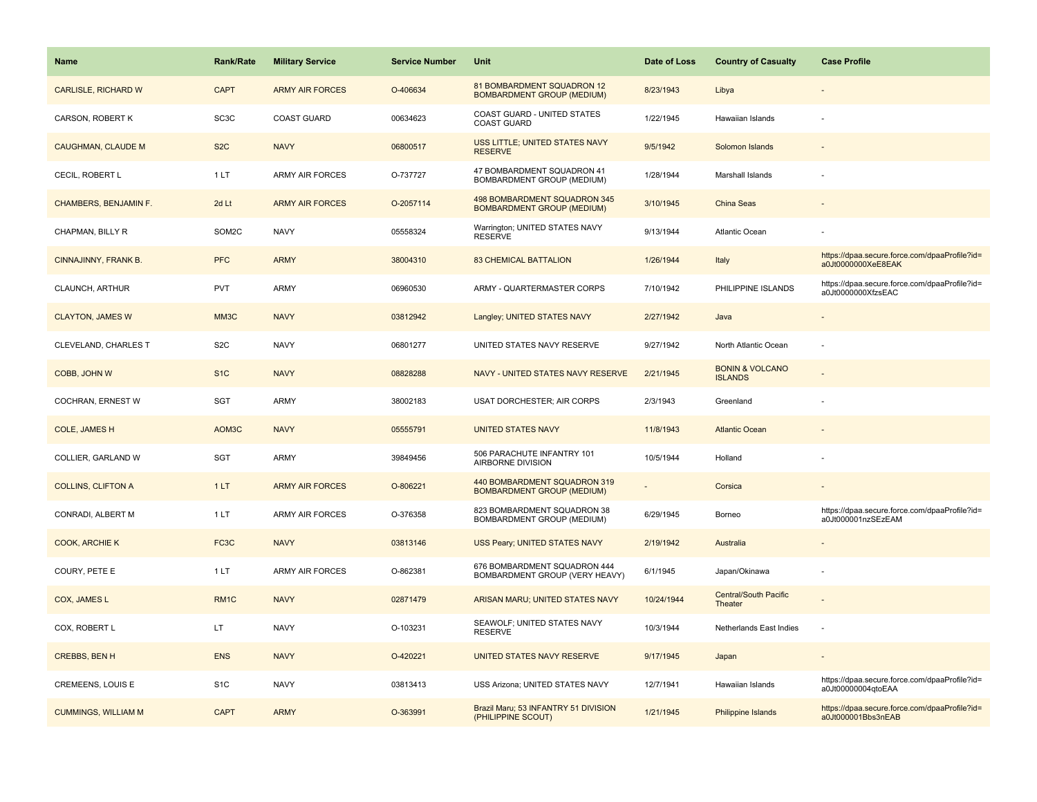| Name | Rank/Rate | Military Service | Service Number | Unit | Date of Loss | Country of Casualty | Case Profile |
|---|---|---|---|---|---|---|---|
| CARLISLE, RICHARD W | CAPT | ARMY AIR FORCES | O-406634 | 81 BOMBARDMENT SQUADRON 12 BOMBARDMENT GROUP (MEDIUM) | 8/23/1943 | Libya | - |
| CARSON, ROBERT K | SC3C | COAST GUARD | 00634623 | COAST GUARD - UNITED STATES COAST GUARD | 1/22/1945 | Hawaiian Islands | - |
| CAUGHMAN, CLAUDE M | S2C | NAVY | 06800517 | USS LITTLE; UNITED STATES NAVY RESERVE | 9/5/1942 | Solomon Islands | - |
| CECIL, ROBERT L | 1 LT | ARMY AIR FORCES | O-737727 | 47 BOMBARDMENT SQUADRON 41 BOMBARDMENT GROUP (MEDIUM) | 1/28/1944 | Marshall Islands | - |
| CHAMBERS, BENJAMIN F. | 2d Lt | ARMY AIR FORCES | O-2057114 | 498 BOMBARDMENT SQUADRON 345 BOMBARDMENT GROUP (MEDIUM) | 3/10/1945 | China Seas | - |
| CHAPMAN, BILLY R | SOM2C | NAVY | 05558324 | Warrington; UNITED STATES NAVY RESERVE | 9/13/1944 | Atlantic Ocean | - |
| CINNAJINNY, FRANK B. | PFC | ARMY | 38004310 | 83 CHEMICAL BATTALION | 1/26/1944 | Italy | https://dpaa.secure.force.com/dpaaProfile?id=a0Jt0000000XeE8EAK |
| CLAUNCH, ARTHUR | PVT | ARMY | 06960530 | ARMY - QUARTERMASTER CORPS | 7/10/1942 | PHILIPPINE ISLANDS | https://dpaa.secure.force.com/dpaaProfile?id=a0Jt0000000XfzsEAC |
| CLAYTON, JAMES W | MM3C | NAVY | 03812942 | Langley; UNITED STATES NAVY | 2/27/1942 | Java | - |
| CLEVELAND, CHARLES T | S2C | NAVY | 06801277 | UNITED STATES NAVY RESERVE | 9/27/1942 | North Atlantic Ocean | - |
| COBB, JOHN W | S1C | NAVY | 08828288 | NAVY - UNITED STATES NAVY RESERVE | 2/21/1945 | BONIN & VOLCANO ISLANDS | - |
| COCHRAN, ERNEST W | SGT | ARMY | 38002183 | USAT DORCHESTER; AIR CORPS | 2/3/1943 | Greenland | - |
| COLE, JAMES H | AOM3C | NAVY | 05555791 | UNITED STATES NAVY | 11/8/1943 | Atlantic Ocean | - |
| COLLIER, GARLAND W | SGT | ARMY | 39849456 | 506 PARACHUTE INFANTRY 101 AIRBORNE DIVISION | 10/5/1944 | Holland | - |
| COLLINS, CLIFTON A | 1 LT | ARMY AIR FORCES | O-806221 | 440 BOMBARDMENT SQUADRON 319 BOMBARDMENT GROUP (MEDIUM) | - | Corsica | - |
| CONRADI, ALBERT M | 1 LT | ARMY AIR FORCES | O-376358 | 823 BOMBARDMENT SQUADRON 38 BOMBARDMENT GROUP (MEDIUM) | 6/29/1945 | Borneo | https://dpaa.secure.force.com/dpaaProfile?id=a0Jt000001nzSEzEAM |
| COOK, ARCHIE K | FC3C | NAVY | 03813146 | USS Peary; UNITED STATES NAVY | 2/19/1942 | Australia | - |
| COURY, PETE E | 1 LT | ARMY AIR FORCES | O-862381 | 676 BOMBARDMENT SQUADRON 444 BOMBARDMENT GROUP (VERY HEAVY) | 6/1/1945 | Japan/Okinawa | - |
| COX, JAMES L | RM1C | NAVY | 02871479 | ARISAN MARU; UNITED STATES NAVY | 10/24/1944 | Central/South Pacific Theater | - |
| COX, ROBERT L | LT | NAVY | O-103231 | SEAWOLF; UNITED STATES NAVY RESERVE | 10/3/1944 | Netherlands East Indies | - |
| CREBBS, BEN H | ENS | NAVY | O-420221 | UNITED STATES NAVY RESERVE | 9/17/1945 | Japan | - |
| CREMEENS, LOUIS E | S1C | NAVY | 03813413 | USS Arizona; UNITED STATES NAVY | 12/7/1941 | Hawaiian Islands | https://dpaa.secure.force.com/dpaaProfile?id=a0Jt00000004qtoEAA |
| CUMMINGS, WILLIAM M | CAPT | ARMY | O-363991 | Brazil Maru; 53 INFANTRY 51 DIVISION (PHILIPPINE SCOUT) | 1/21/1945 | Philippine Islands | https://dpaa.secure.force.com/dpaaProfile?id=a0Jt000001Bbs3nEAB |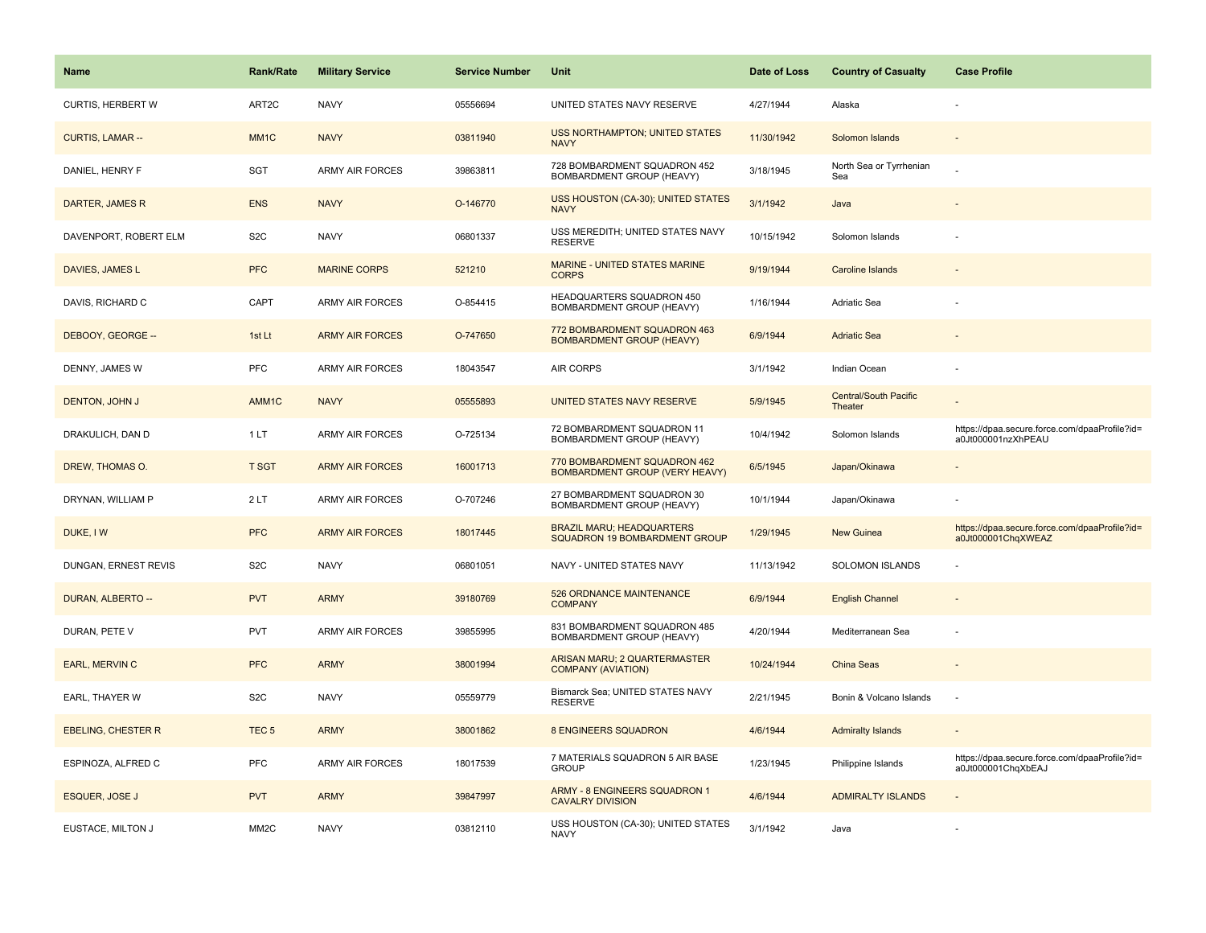| Name | Rank/Rate | Military Service | Service Number | Unit | Date of Loss | Country of Casualty | Case Profile |
|---|---|---|---|---|---|---|---|
| CURTIS, HERBERT W | ART2C | NAVY | 05556694 | UNITED STATES NAVY RESERVE | 4/27/1944 | Alaska | - |
| CURTIS, LAMAR -- | MM1C | NAVY | 03811940 | USS NORTHAMPTON; UNITED STATES NAVY | 11/30/1942 | Solomon Islands | - |
| DANIEL, HENRY F | SGT | ARMY AIR FORCES | 39863811 | 728 BOMBARDMENT SQUADRON 452 BOMBARDMENT GROUP (HEAVY) | 3/18/1945 | North Sea or Tyrrhenian Sea | - |
| DARTER, JAMES R | ENS | NAVY | O-146770 | USS HOUSTON (CA-30); UNITED STATES NAVY | 3/1/1942 | Java | - |
| DAVENPORT, ROBERT ELM | S2C | NAVY | 06801337 | USS MEREDITH; UNITED STATES NAVY RESERVE | 10/15/1942 | Solomon Islands | - |
| DAVIES, JAMES L | PFC | MARINE CORPS | 521210 | MARINE - UNITED STATES MARINE CORPS | 9/19/1944 | Caroline Islands | - |
| DAVIS, RICHARD C | CAPT | ARMY AIR FORCES | O-854415 | HEADQUARTERS SQUADRON 450 BOMBARDMENT GROUP (HEAVY) | 1/16/1944 | Adriatic Sea | - |
| DEBOOY, GEORGE -- | 1st Lt | ARMY AIR FORCES | O-747650 | 772 BOMBARDMENT SQUADRON 463 BOMBARDMENT GROUP (HEAVY) | 6/9/1944 | Adriatic Sea | - |
| DENNY, JAMES W | PFC | ARMY AIR FORCES | 18043547 | AIR CORPS | 3/1/1942 | Indian Ocean | - |
| DENTON, JOHN J | AMM1C | NAVY | 05555893 | UNITED STATES NAVY RESERVE | 5/9/1945 | Central/South Pacific Theater | - |
| DRAKULICH, DAN D | 1 LT | ARMY AIR FORCES | O-725134 | 72 BOMBARDMENT SQUADRON 11 BOMBARDMENT GROUP (HEAVY) | 10/4/1942 | Solomon Islands | https://dpaa.secure.force.com/dpaaProfile?id=a0Jt000001nzXhPEAU |
| DREW, THOMAS O. | T SGT | ARMY AIR FORCES | 16001713 | 770 BOMBARDMENT SQUADRON 462 BOMBARDMENT GROUP (VERY HEAVY) | 6/5/1945 | Japan/Okinawa | - |
| DRYNAN, WILLIAM P | 2 LT | ARMY AIR FORCES | O-707246 | 27 BOMBARDMENT SQUADRON 30 BOMBARDMENT GROUP (HEAVY) | 10/1/1944 | Japan/Okinawa | - |
| DUKE, I W | PFC | ARMY AIR FORCES | 18017445 | BRAZIL MARU; HEADQUARTERS SQUADRON 19 BOMBARDMENT GROUP | 1/29/1945 | New Guinea | https://dpaa.secure.force.com/dpaaProfile?id=a0Jt000001ChqXWEAZ |
| DUNGAN, ERNEST REVIS | S2C | NAVY | 06801051 | NAVY - UNITED STATES NAVY | 11/13/1942 | SOLOMON ISLANDS | - |
| DURAN, ALBERTO -- | PVT | ARMY | 39180769 | 526 ORDNANCE MAINTENANCE COMPANY | 6/9/1944 | English Channel | - |
| DURAN, PETE V | PVT | ARMY AIR FORCES | 39855995 | 831 BOMBARDMENT SQUADRON 485 BOMBARDMENT GROUP (HEAVY) | 4/20/1944 | Mediterranean Sea | - |
| EARL, MERVIN C | PFC | ARMY | 38001994 | ARISAN MARU; 2 QUARTERMASTER COMPANY (AVIATION) | 10/24/1944 | China Seas | - |
| EARL, THAYER W | S2C | NAVY | 05559779 | Bismarck Sea; UNITED STATES NAVY RESERVE | 2/21/1945 | Bonin & Volcano Islands | - |
| EBELING, CHESTER R | TEC 5 | ARMY | 38001862 | 8 ENGINEERS SQUADRON | 4/6/1944 | Admiralty Islands | - |
| ESPINOZA, ALFRED C | PFC | ARMY AIR FORCES | 18017539 | 7 MATERIALS SQUADRON 5 AIR BASE GROUP | 1/23/1945 | Philippine Islands | https://dpaa.secure.force.com/dpaaProfile?id=a0Jt000001ChqXbEAJ |
| ESQUER, JOSE J | PVT | ARMY | 39847997 | ARMY - 8 ENGINEERS SQUADRON 1 CAVALRY DIVISION | 4/6/1944 | ADMIRALTY ISLANDS | - |
| EUSTACE, MILTON J | MM2C | NAVY | 03812110 | USS HOUSTON (CA-30); UNITED STATES NAVY | 3/1/1942 | Java | - |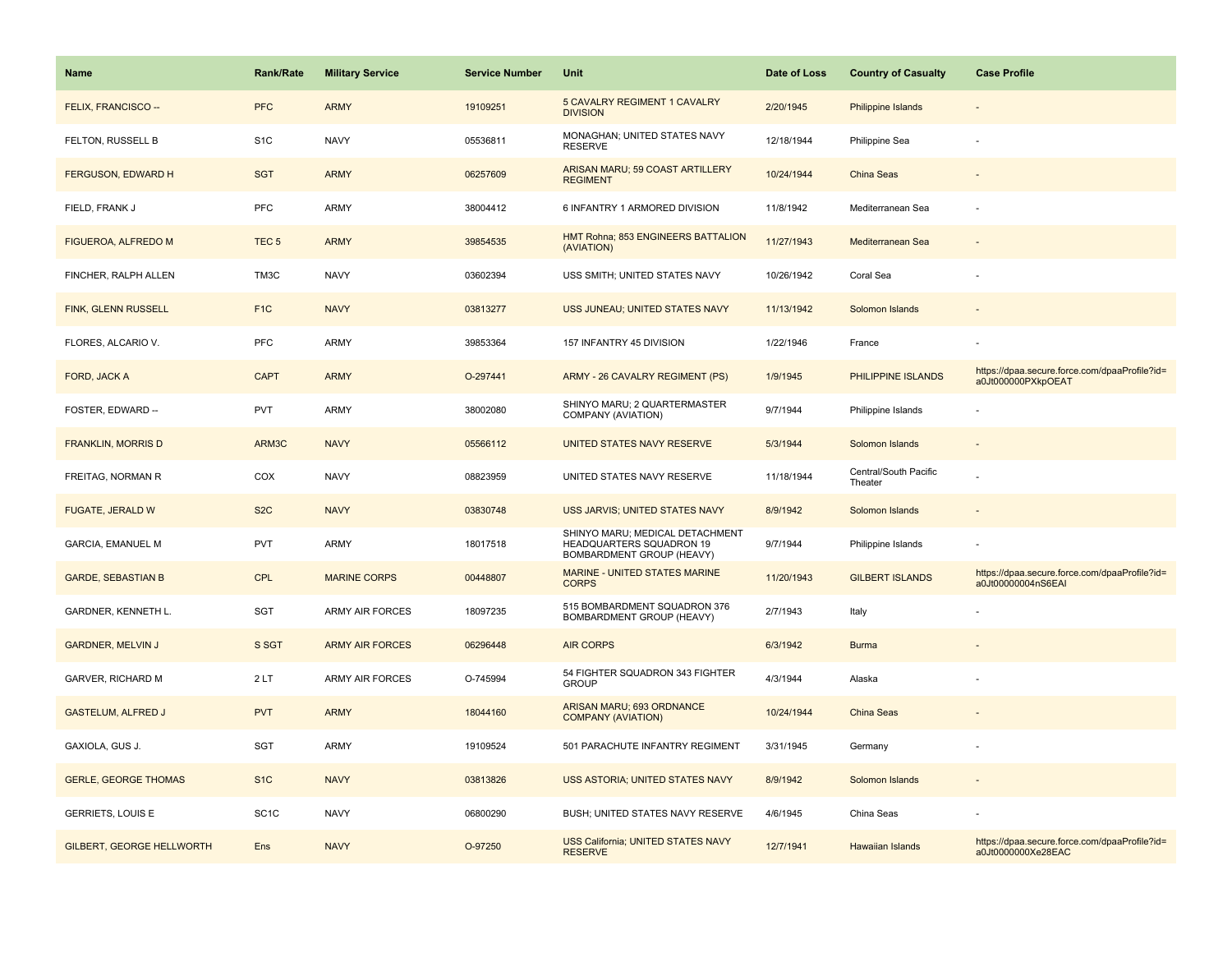| Name | Rank/Rate | Military Service | Service Number | Unit | Date of Loss | Country of Casualty | Case Profile |
|---|---|---|---|---|---|---|---|
| FELIX, FRANCISCO -- | PFC | ARMY | 19109251 | 5 CAVALRY REGIMENT 1 CAVALRY DIVISION | 2/20/1945 | Philippine Islands | - |
| FELTON, RUSSELL B | S1C | NAVY | 05536811 | MONAGHAN; UNITED STATES NAVY RESERVE | 12/18/1944 | Philippine Sea | - |
| FERGUSON, EDWARD H | SGT | ARMY | 06257609 | ARISAN MARU; 59 COAST ARTILLERY REGIMENT | 10/24/1944 | China Seas | - |
| FIELD, FRANK J | PFC | ARMY | 38004412 | 6 INFANTRY 1 ARMORED DIVISION | 11/8/1942 | Mediterranean Sea | - |
| FIGUEROA, ALFREDO M | TEC 5 | ARMY | 39854535 | HMT Rohna; 853 ENGINEERS BATTALION (AVIATION) | 11/27/1943 | Mediterranean Sea | - |
| FINCHER, RALPH ALLEN | TM3C | NAVY | 03602394 | USS SMITH; UNITED STATES NAVY | 10/26/1942 | Coral Sea | - |
| FINK, GLENN RUSSELL | F1C | NAVY | 03813277 | USS JUNEAU; UNITED STATES NAVY | 11/13/1942 | Solomon Islands | - |
| FLORES, ALCARIO V. | PFC | ARMY | 39853364 | 157 INFANTRY 45 DIVISION | 1/22/1946 | France | - |
| FORD, JACK A | CAPT | ARMY | O-297441 | ARMY - 26 CAVALRY REGIMENT (PS) | 1/9/1945 | PHILIPPINE ISLANDS | https://dpaa.secure.force.com/dpaaProfile?id=a0Jt000000PXkpOEAT |
| FOSTER, EDWARD -- | PVT | ARMY | 38002080 | SHINYO MARU; 2 QUARTERMASTER COMPANY (AVIATION) | 9/7/1944 | Philippine Islands | - |
| FRANKLIN, MORRIS D | ARM3C | NAVY | 05566112 | UNITED STATES NAVY RESERVE | 5/3/1944 | Solomon Islands | - |
| FREITAG, NORMAN R | COX | NAVY | 08823959 | UNITED STATES NAVY RESERVE | 11/18/1944 | Central/South Pacific Theater | - |
| FUGATE, JERALD W | S2C | NAVY | 03830748 | USS JARVIS; UNITED STATES NAVY | 8/9/1942 | Solomon Islands | - |
| GARCIA, EMANUEL M | PVT | ARMY | 18017518 | SHINYO MARU; MEDICAL DETACHMENT HEADQUARTERS SQUADRON 19 BOMBARDMENT GROUP (HEAVY) | 9/7/1944 | Philippine Islands | - |
| GARDE, SEBASTIAN B | CPL | MARINE CORPS | 00448807 | MARINE - UNITED STATES MARINE CORPS | 11/20/1943 | GILBERT ISLANDS | https://dpaa.secure.force.com/dpaaProfile?id=a0Jt00000004nS6EAI |
| GARDNER, KENNETH L. | SGT | ARMY AIR FORCES | 18097235 | 515 BOMBARDMENT SQUADRON 376 BOMBARDMENT GROUP (HEAVY) | 2/7/1943 | Italy | - |
| GARDNER, MELVIN J | S SGT | ARMY AIR FORCES | 06296448 | AIR CORPS | 6/3/1942 | Burma | - |
| GARVER, RICHARD M | 2 LT | ARMY AIR FORCES | O-745994 | 54 FIGHTER SQUADRON 343 FIGHTER GROUP | 4/3/1944 | Alaska | - |
| GASTELUM, ALFRED J | PVT | ARMY | 18044160 | ARISAN MARU; 693 ORDNANCE COMPANY (AVIATION) | 10/24/1944 | China Seas | - |
| GAXIOLA, GUS J. | SGT | ARMY | 19109524 | 501 PARACHUTE INFANTRY REGIMENT | 3/31/1945 | Germany | - |
| GERLE, GEORGE THOMAS | S1C | NAVY | 03813826 | USS ASTORIA; UNITED STATES NAVY | 8/9/1942 | Solomon Islands | - |
| GERRIETS, LOUIS E | SC1C | NAVY | 06800290 | BUSH; UNITED STATES NAVY RESERVE | 4/6/1945 | China Seas | - |
| GILBERT, GEORGE HELLWORTH | Ens | NAVY | O-97250 | USS California; UNITED STATES NAVY RESERVE | 12/7/1941 | Hawaiian Islands | https://dpaa.secure.force.com/dpaaProfile?id=a0Jt0000000Xe28EAC |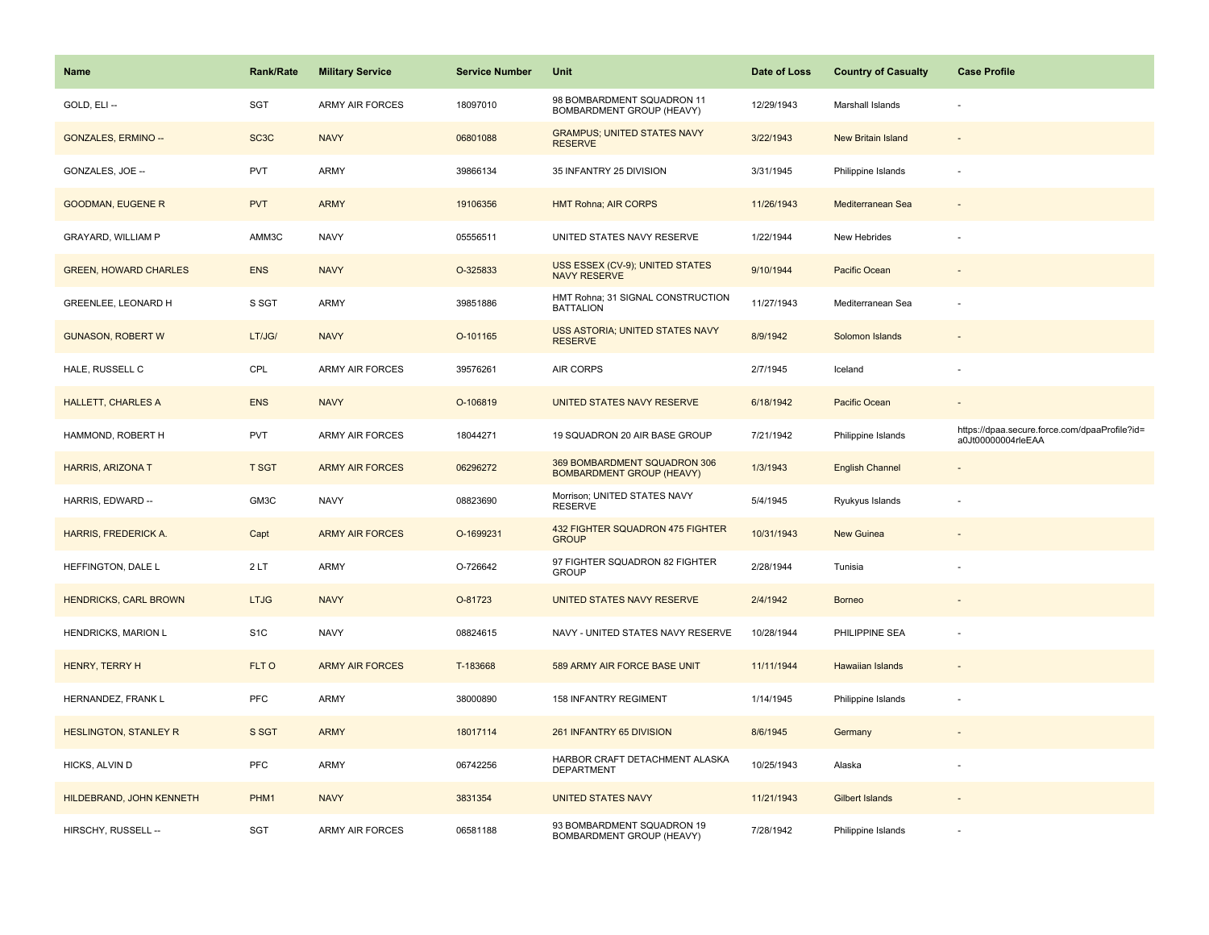| Name | Rank/Rate | Military Service | Service Number | Unit | Date of Loss | Country of Casualty | Case Profile |
| --- | --- | --- | --- | --- | --- | --- | --- |
| GOLD, ELI -- | SGT | ARMY AIR FORCES | 18097010 | 98 BOMBARDMENT SQUADRON 11 BOMBARDMENT GROUP (HEAVY) | 12/29/1943 | Marshall Islands | - |
| GONZALES, ERMINO -- | SC3C | NAVY | 06801088 | GRAMPUS; UNITED STATES NAVY RESERVE | 3/22/1943 | New Britain Island | - |
| GONZALES, JOE -- | PVT | ARMY | 39866134 | 35 INFANTRY 25 DIVISION | 3/31/1945 | Philippine Islands | - |
| GOODMAN, EUGENE R | PVT | ARMY | 19106356 | HMT Rohna; AIR CORPS | 11/26/1943 | Mediterranean Sea | - |
| GRAYARD, WILLIAM P | AMM3C | NAVY | 05556511 | UNITED STATES NAVY RESERVE | 1/22/1944 | New Hebrides | - |
| GREEN, HOWARD CHARLES | ENS | NAVY | O-325833 | USS ESSEX (CV-9); UNITED STATES NAVY RESERVE | 9/10/1944 | Pacific Ocean | - |
| GREENLEE, LEONARD H | S SGT | ARMY | 39851886 | HMT Rohna; 31 SIGNAL CONSTRUCTION BATTALION | 11/27/1943 | Mediterranean Sea | - |
| GUNASON, ROBERT W | LT/JG/ | NAVY | O-101165 | USS ASTORIA; UNITED STATES NAVY RESERVE | 8/9/1942 | Solomon Islands | - |
| HALE, RUSSELL C | CPL | ARMY AIR FORCES | 39576261 | AIR CORPS | 2/7/1945 | Iceland | - |
| HALLETT, CHARLES A | ENS | NAVY | O-106819 | UNITED STATES NAVY RESERVE | 6/18/1942 | Pacific Ocean | - |
| HAMMOND, ROBERT H | PVT | ARMY AIR FORCES | 18044271 | 19 SQUADRON 20 AIR BASE GROUP | 7/21/1942 | Philippine Islands | https://dpaa.secure.force.com/dpaaProfile?id=a0Jt00000004rleEAA |
| HARRIS, ARIZONA T | T SGT | ARMY AIR FORCES | 06296272 | 369 BOMBARDMENT SQUADRON 306 BOMBARDMENT GROUP (HEAVY) | 1/3/1943 | English Channel | - |
| HARRIS, EDWARD -- | GM3C | NAVY | 08823690 | Morrison; UNITED STATES NAVY RESERVE | 5/4/1945 | Ryukyus Islands | - |
| HARRIS, FREDERICK A. | Capt | ARMY AIR FORCES | O-1699231 | 432 FIGHTER SQUADRON 475 FIGHTER GROUP | 10/31/1943 | New Guinea | - |
| HEFFINGTON, DALE L | 2 LT | ARMY | O-726642 | 97 FIGHTER SQUADRON 82 FIGHTER GROUP | 2/28/1944 | Tunisia | - |
| HENDRICKS, CARL BROWN | LTJG | NAVY | O-81723 | UNITED STATES NAVY RESERVE | 2/4/1942 | Borneo | - |
| HENDRICKS, MARION L | S1C | NAVY | 08824615 | NAVY - UNITED STATES NAVY RESERVE | 10/28/1944 | PHILIPPINE SEA | - |
| HENRY, TERRY H | FLT O | ARMY AIR FORCES | T-183668 | 589 ARMY AIR FORCE BASE UNIT | 11/11/1944 | Hawaiian Islands | - |
| HERNANDEZ, FRANK L | PFC | ARMY | 38000890 | 158 INFANTRY REGIMENT | 1/14/1945 | Philippine Islands | - |
| HESLINGTON, STANLEY R | S SGT | ARMY | 18017114 | 261 INFANTRY 65 DIVISION | 8/6/1945 | Germany | - |
| HICKS, ALVIN D | PFC | ARMY | 06742256 | HARBOR CRAFT DETACHMENT ALASKA DEPARTMENT | 10/25/1943 | Alaska | - |
| HILDEBRAND, JOHN KENNETH | PHM1 | NAVY | 3831354 | UNITED STATES NAVY | 11/21/1943 | Gilbert Islands | - |
| HIRSCHY, RUSSELL -- | SGT | ARMY AIR FORCES | 06581188 | 93 BOMBARDMENT SQUADRON 19 BOMBARDMENT GROUP (HEAVY) | 7/28/1942 | Philippine Islands | - |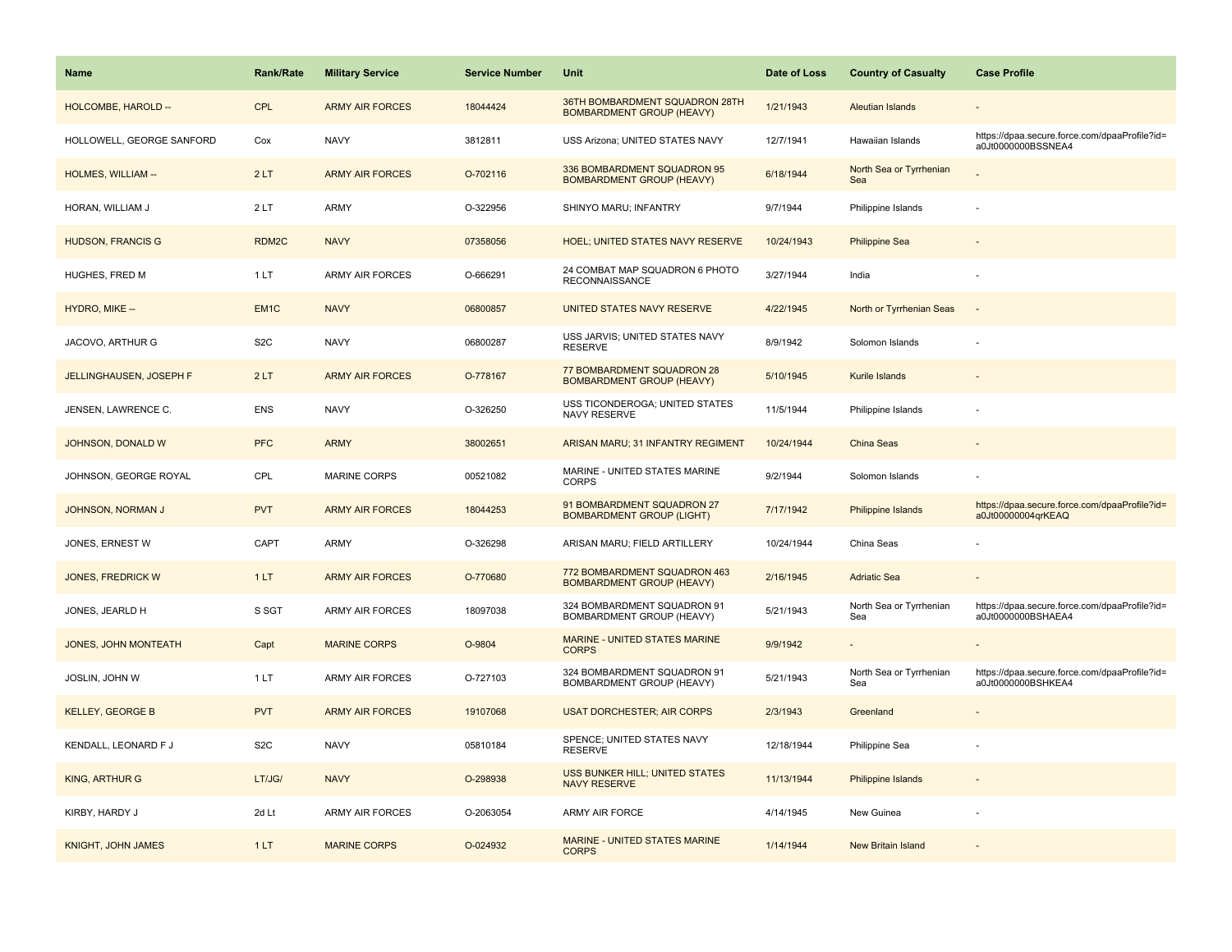| Name | Rank/Rate | Military Service | Service Number | Unit | Date of Loss | Country of Casualty | Case Profile |
|---|---|---|---|---|---|---|---|
| HOLCOMBE, HAROLD -- | CPL | ARMY AIR FORCES | 18044424 | 36TH BOMBARDMENT SQUADRON 28TH BOMBARDMENT GROUP (HEAVY) | 1/21/1943 | Aleutian Islands | - |
| HOLLOWELL, GEORGE SANFORD | Cox | NAVY | 3812811 | USS Arizona; UNITED STATES NAVY | 12/7/1941 | Hawaiian Islands | https://dpaa.secure.force.com/dpaaProfile?id=a0Jt0000000BSSNEA4 |
| HOLMES, WILLIAM -- | 2 LT | ARMY AIR FORCES | O-702116 | 336 BOMBARDMENT SQUADRON 95 BOMBARDMENT GROUP (HEAVY) | 6/18/1944 | North Sea or Tyrrhenian Sea | - |
| HORAN, WILLIAM J | 2 LT | ARMY | O-322956 | SHINYO MARU; INFANTRY | 9/7/1944 | Philippine Islands | - |
| HUDSON, FRANCIS G | RDM2C | NAVY | 07358056 | HOEL; UNITED STATES NAVY RESERVE | 10/24/1943 | Philippine Sea | - |
| HUGHES, FRED M | 1 LT | ARMY AIR FORCES | O-666291 | 24 COMBAT MAP SQUADRON 6 PHOTO RECONNAISSANCE | 3/27/1944 | India | - |
| HYDRO, MIKE -- | EM1C | NAVY | 06800857 | UNITED STATES NAVY RESERVE | 4/22/1945 | North or Tyrrhenian Seas | - |
| JACOVO, ARTHUR G | S2C | NAVY | 06800287 | USS JARVIS; UNITED STATES NAVY RESERVE | 8/9/1942 | Solomon Islands | - |
| JELLINGHAUSEN, JOSEPH F | 2 LT | ARMY AIR FORCES | O-778167 | 77 BOMBARDMENT SQUADRON 28 BOMBARDMENT GROUP (HEAVY) | 5/10/1945 | Kurile Islands | - |
| JENSEN, LAWRENCE C. | ENS | NAVY | O-326250 | USS TICONDEROGA; UNITED STATES NAVY RESERVE | 11/5/1944 | Philippine Islands | - |
| JOHNSON, DONALD W | PFC | ARMY | 38002651 | ARISAN MARU; 31 INFANTRY REGIMENT | 10/24/1944 | China Seas | - |
| JOHNSON, GEORGE ROYAL | CPL | MARINE CORPS | 00521082 | MARINE - UNITED STATES MARINE CORPS | 9/2/1944 | Solomon Islands | - |
| JOHNSON, NORMAN J | PVT | ARMY AIR FORCES | 18044253 | 91 BOMBARDMENT SQUADRON 27 BOMBARDMENT GROUP (LIGHT) | 7/17/1942 | Philippine Islands | https://dpaa.secure.force.com/dpaaProfile?id=a0Jt00000004qrKEAQ |
| JONES, ERNEST W | CAPT | ARMY | O-326298 | ARISAN MARU; FIELD ARTILLERY | 10/24/1944 | China Seas | - |
| JONES, FREDRICK W | 1 LT | ARMY AIR FORCES | O-770680 | 772 BOMBARDMENT SQUADRON 463 BOMBARDMENT GROUP (HEAVY) | 2/16/1945 | Adriatic Sea | - |
| JONES, JEARLD H | S SGT | ARMY AIR FORCES | 18097038 | 324 BOMBARDMENT SQUADRON 91 BOMBARDMENT GROUP (HEAVY) | 5/21/1943 | North Sea or Tyrrhenian Sea | https://dpaa.secure.force.com/dpaaProfile?id=a0Jt0000000BSHAEA4 |
| JONES, JOHN MONTEATH | Capt | MARINE CORPS | O-9804 | MARINE - UNITED STATES MARINE CORPS | 9/9/1942 | - | - |
| JOSLIN, JOHN W | 1 LT | ARMY AIR FORCES | O-727103 | 324 BOMBARDMENT SQUADRON 91 BOMBARDMENT GROUP (HEAVY) | 5/21/1943 | North Sea or Tyrrhenian Sea | https://dpaa.secure.force.com/dpaaProfile?id=a0Jt0000000BSHKEA4 |
| KELLEY, GEORGE B | PVT | ARMY AIR FORCES | 19107068 | USAT DORCHESTER; AIR CORPS | 2/3/1943 | Greenland | - |
| KENDALL, LEONARD F J | S2C | NAVY | 05810184 | SPENCE; UNITED STATES NAVY RESERVE | 12/18/1944 | Philippine Sea | - |
| KING, ARTHUR G | LT/JG/ | NAVY | O-298938 | USS BUNKER HILL; UNITED STATES NAVY RESERVE | 11/13/1944 | Philippine Islands | - |
| KIRBY, HARDY J | 2d Lt | ARMY AIR FORCES | O-2063054 | ARMY AIR FORCE | 4/14/1945 | New Guinea | - |
| KNIGHT, JOHN JAMES | 1 LT | MARINE CORPS | O-024932 | MARINE - UNITED STATES MARINE CORPS | 1/14/1944 | New Britain Island | - |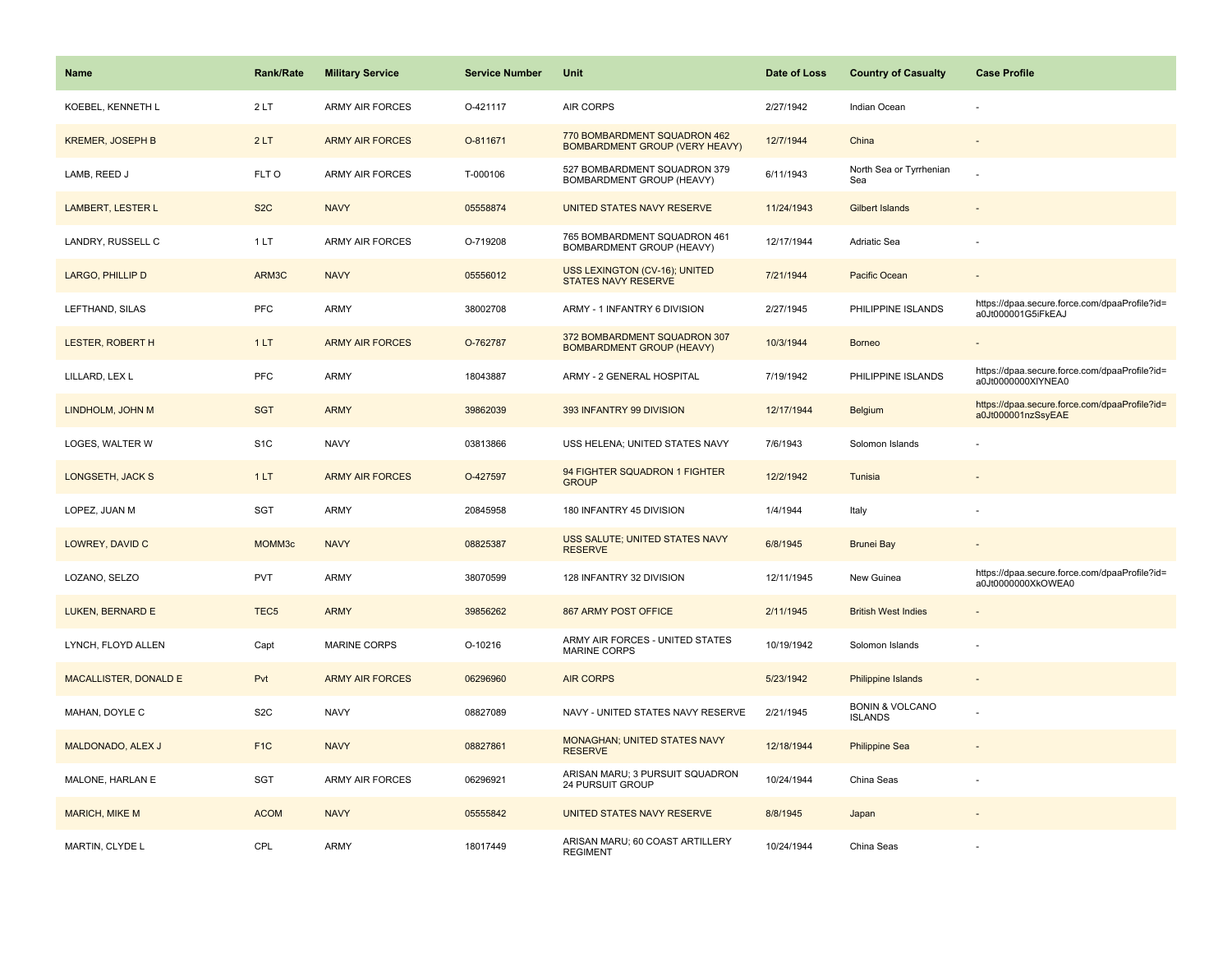| Name | Rank/Rate | Military Service | Service Number | Unit | Date of Loss | Country of Casualty | Case Profile |
| --- | --- | --- | --- | --- | --- | --- | --- |
| KOEBEL, KENNETH L | 2 LT | ARMY AIR FORCES | O-421117 | AIR CORPS | 2/27/1942 | Indian Ocean | - |
| KREMER, JOSEPH B | 2 LT | ARMY AIR FORCES | O-811671 | 770 BOMBARDMENT SQUADRON 462 BOMBARDMENT GROUP (VERY HEAVY) | 12/7/1944 | China | - |
| LAMB, REED J | FLT O | ARMY AIR FORCES | T-000106 | 527 BOMBARDMENT SQUADRON 379 BOMBARDMENT GROUP (HEAVY) | 6/11/1943 | North Sea or Tyrrhenian Sea | - |
| LAMBERT, LESTER L | S2C | NAVY | 05558874 | UNITED STATES NAVY RESERVE | 11/24/1943 | Gilbert Islands | - |
| LANDRY, RUSSELL C | 1 LT | ARMY AIR FORCES | O-719208 | 765 BOMBARDMENT SQUADRON 461 BOMBARDMENT GROUP (HEAVY) | 12/17/1944 | Adriatic Sea | - |
| LARGO, PHILLIP D | ARM3C | NAVY | 05556012 | USS LEXINGTON (CV-16); UNITED STATES NAVY RESERVE | 7/21/1944 | Pacific Ocean | - |
| LEFTHAND, SILAS | PFC | ARMY | 38002708 | ARMY - 1 INFANTRY 6 DIVISION | 2/27/1945 | PHILIPPINE ISLANDS | https://dpaa.secure.force.com/dpaaProfile?id=a0Jt000001G5iFkEAJ |
| LESTER, ROBERT H | 1 LT | ARMY AIR FORCES | O-762787 | 372 BOMBARDMENT SQUADRON 307 BOMBARDMENT GROUP (HEAVY) | 10/3/1944 | Borneo | - |
| LILLARD, LEX L | PFC | ARMY | 18043887 | ARMY - 2 GENERAL HOSPITAL | 7/19/1942 | PHILIPPINE ISLANDS | https://dpaa.secure.force.com/dpaaProfile?id=a0Jt0000000XlYNEA0 |
| LINDHOLM, JOHN M | SGT | ARMY | 39862039 | 393 INFANTRY 99 DIVISION | 12/17/1944 | Belgium | https://dpaa.secure.force.com/dpaaProfile?id=a0Jt000001nzSsyEAE |
| LOGES, WALTER W | S1C | NAVY | 03813866 | USS HELENA; UNITED STATES NAVY | 7/6/1943 | Solomon Islands | - |
| LONGSETH, JACK S | 1 LT | ARMY AIR FORCES | O-427597 | 94 FIGHTER SQUADRON 1 FIGHTER GROUP | 12/2/1942 | Tunisia | - |
| LOPEZ, JUAN M | SGT | ARMY | 20845958 | 180 INFANTRY 45 DIVISION | 1/4/1944 | Italy | - |
| LOWREY, DAVID C | MOMM3c | NAVY | 08825387 | USS SALUTE; UNITED STATES NAVY RESERVE | 6/8/1945 | Brunei Bay | - |
| LOZANO, SELZO | PVT | ARMY | 38070599 | 128 INFANTRY 32 DIVISION | 12/11/1945 | New Guinea | https://dpaa.secure.force.com/dpaaProfile?id=a0Jt0000000XkOWEA0 |
| LUKEN, BERNARD E | TEC5 | ARMY | 39856262 | 867 ARMY POST OFFICE | 2/11/1945 | British West Indies | - |
| LYNCH, FLOYD ALLEN | Capt | MARINE CORPS | O-10216 | ARMY AIR FORCES - UNITED STATES MARINE CORPS | 10/19/1942 | Solomon Islands | - |
| MACALLISTER, DONALD E | Pvt | ARMY AIR FORCES | 06296960 | AIR CORPS | 5/23/1942 | Philippine Islands | - |
| MAHAN, DOYLE C | S2C | NAVY | 08827089 | NAVY - UNITED STATES NAVY RESERVE | 2/21/1945 | BONIN & VOLCANO ISLANDS | - |
| MALDONADO, ALEX J | F1C | NAVY | 08827861 | MONAGHAN; UNITED STATES NAVY RESERVE | 12/18/1944 | Philippine Sea | - |
| MALONE, HARLAN E | SGT | ARMY AIR FORCES | 06296921 | ARISAN MARU; 3 PURSUIT SQUADRON 24 PURSUIT GROUP | 10/24/1944 | China Seas | - |
| MARICH, MIKE M | ACOM | NAVY | 05555842 | UNITED STATES NAVY RESERVE | 8/8/1945 | Japan | - |
| MARTIN, CLYDE L | CPL | ARMY | 18017449 | ARISAN MARU; 60 COAST ARTILLERY REGIMENT | 10/24/1944 | China Seas | - |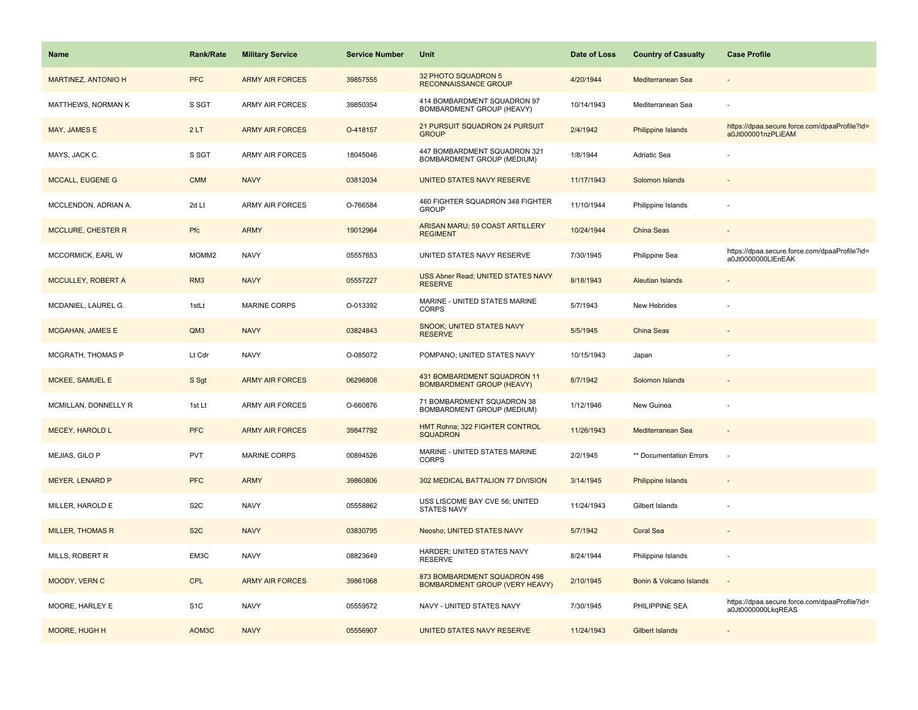| Name | Rank/Rate | Military Service | Service Number | Unit | Date of Loss | Country of Casualty | Case Profile |
|---|---|---|---|---|---|---|---|
| MARTINEZ, ANTONIO H | PFC | ARMY AIR FORCES | 39857555 | 32 PHOTO SQUADRON 5 RECONNAISSANCE GROUP | 4/20/1944 | Mediterranean Sea | - |
| MATTHEWS, NORMAN K | S SGT | ARMY AIR FORCES | 39850354 | 414 BOMBARDMENT SQUADRON 97 BOMBARDMENT GROUP (HEAVY) | 10/14/1943 | Mediterranean Sea | - |
| MAY, JAMES E | 2 LT | ARMY AIR FORCES | O-418157 | 21 PURSUIT SQUADRON 24 PURSUIT GROUP | 2/4/1942 | Philippine Islands | https://dpaa.secure.force.com/dpaaProfile?id=a0Jt000001nzPLiEAM |
| MAYS, JACK C. | S SGT | ARMY AIR FORCES | 18045046 | 447 BOMBARDMENT SQUADRON 321 BOMBARDMENT GROUP (MEDIUM) | 1/8/1944 | Adriatic Sea | - |
| MCCALL, EUGENE G | CMM | NAVY | 03812034 | UNITED STATES NAVY RESERVE | 11/17/1943 | Solomon Islands | - |
| MCCLENDON, ADRIAN A. | 2d Lt | ARMY AIR FORCES | O-766584 | 460 FIGHTER SQUADRON 348 FIGHTER GROUP | 11/10/1944 | Philippine Islands | - |
| MCCLURE, CHESTER R | Pfc | ARMY | 19012964 | ARISAN MARU; 59 COAST ARTILLERY REGIMENT | 10/24/1944 | China Seas | - |
| MCCORMICK, EARL W | MOMM2 | NAVY | 05557653 | UNITED STATES NAVY RESERVE | 7/30/1945 | Philippine Sea | https://dpaa.secure.force.com/dpaaProfile?id=a0Jt0000000LlEnEAK |
| MCCULLEY, ROBERT A | RM3 | NAVY | 05557227 | USS Abner Read; UNITED STATES NAVY RESERVE | 8/18/1943 | Aleutian Islands | - |
| MCDANIEL, LAUREL G. | 1stLt | MARINE CORPS | O-013392 | MARINE - UNITED STATES MARINE CORPS | 5/7/1943 | New Hebrides | - |
| MCGAHAN, JAMES E | QM3 | NAVY | 03824843 | SNOOK; UNITED STATES NAVY RESERVE | 5/5/1945 | China Seas | - |
| MCGRATH, THOMAS P | Lt Cdr | NAVY | O-085072 | POMPANO; UNITED STATES NAVY | 10/15/1943 | Japan | - |
| MCKEE, SAMUEL E | S Sgt | ARMY AIR FORCES | 06296808 | 431 BOMBARDMENT SQUADRON 11 BOMBARDMENT GROUP (HEAVY) | 8/7/1942 | Solomon Islands | - |
| MCMILLAN, DONNELLY R | 1st Lt | ARMY AIR FORCES | O-660876 | 71 BOMBARDMENT SQUADRON 38 BOMBARDMENT GROUP (MEDIUM) | 1/12/1946 | New Guinea | - |
| MECEY, HAROLD L | PFC | ARMY AIR FORCES | 39847792 | HMT Rohna; 322 FIGHTER CONTROL SQUADRON | 11/26/1943 | Mediterranean Sea | - |
| MEJIAS, GILO P | PVT | MARINE CORPS | 00894526 | MARINE - UNITED STATES MARINE CORPS | 2/2/1945 | ** Documentation Errors | - |
| MEYER, LENARD P | PFC | ARMY | 39860806 | 302 MEDICAL BATTALION 77 DIVISION | 3/14/1945 | Philippine Islands | - |
| MILLER, HAROLD E | S2C | NAVY | 05558862 | USS LISCOME BAY CVE 56; UNITED STATES NAVY | 11/24/1943 | Gilbert Islands | - |
| MILLER, THOMAS R | S2C | NAVY | 03830795 | Neosho; UNITED STATES NAVY | 5/7/1942 | Coral Sea | - |
| MILLS, ROBERT R | EM3C | NAVY | 08823649 | HARDER; UNITED STATES NAVY RESERVE | 8/24/1944 | Philippine Islands | - |
| MOODY, VERN C | CPL | ARMY AIR FORCES | 39861068 | 873 BOMBARDMENT SQUADRON 498 BOMBARDMENT GROUP (VERY HEAVY) | 2/10/1945 | Bonin & Volcano Islands | - |
| MOORE, HARLEY E | S1C | NAVY | 05559572 | NAVY - UNITED STATES NAVY | 7/30/1945 | PHILIPPINE SEA | https://dpaa.secure.force.com/dpaaProfile?id=a0Jt0000000LkqREAS |
| MOORE, HUGH H | AOM3C | NAVY | 05556907 | UNITED STATES NAVY RESERVE | 11/24/1943 | Gilbert Islands | - |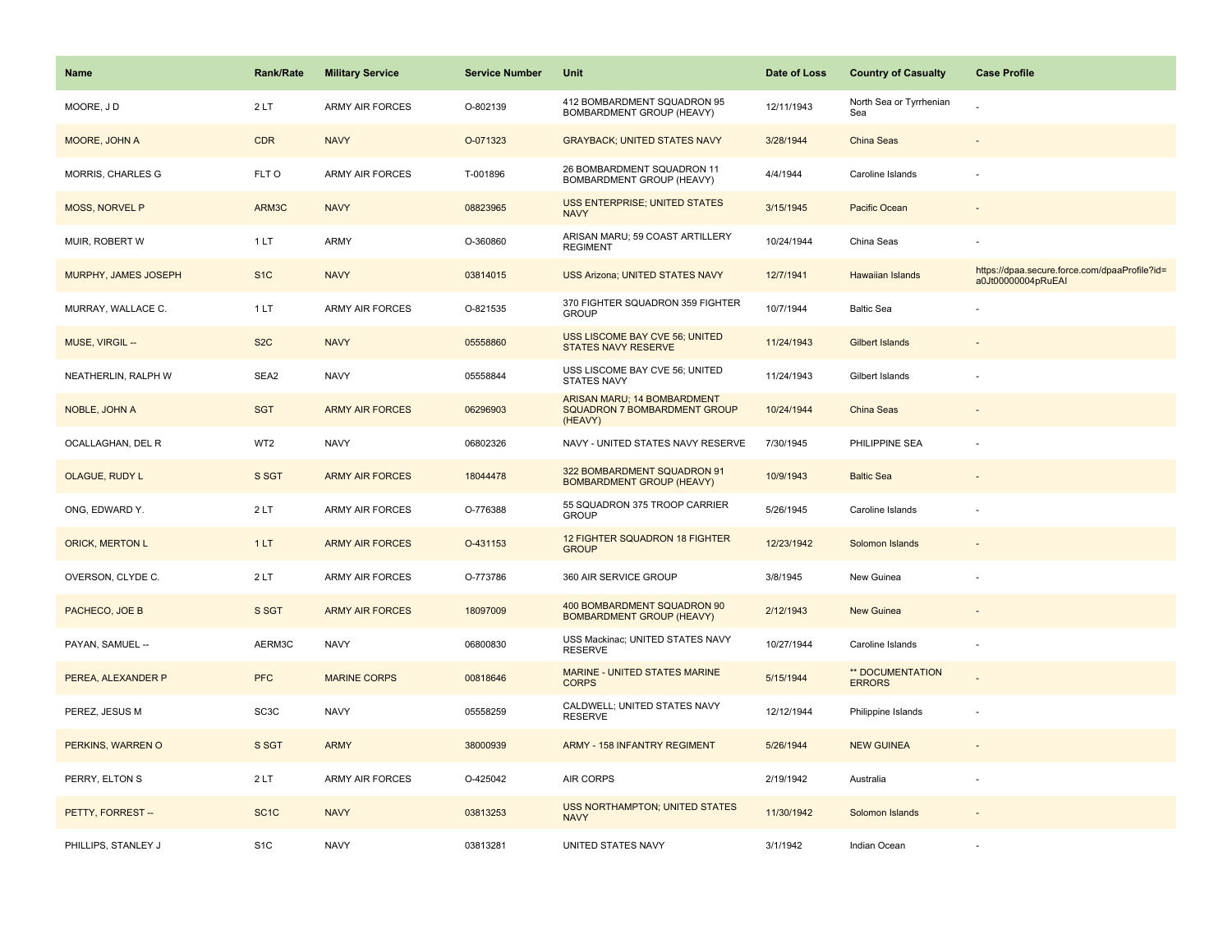| Name | Rank/Rate | Military Service | Service Number | Unit | Date of Loss | Country of Casualty | Case Profile |
|---|---|---|---|---|---|---|---|
| MOORE, J D | 2 LT | ARMY AIR FORCES | O-802139 | 412 BOMBARDMENT SQUADRON 95 BOMBARDMENT GROUP (HEAVY) | 12/11/1943 | North Sea or Tyrrhenian Sea | - |
| MOORE, JOHN A | CDR | NAVY | O-071323 | GRAYBACK; UNITED STATES NAVY | 3/28/1944 | China Seas | - |
| MORRIS, CHARLES G | FLT O | ARMY AIR FORCES | T-001896 | 26 BOMBARDMENT SQUADRON 11 BOMBARDMENT GROUP (HEAVY) | 4/4/1944 | Caroline Islands | - |
| MOSS, NORVEL P | ARM3C | NAVY | 08823965 | USS ENTERPRISE; UNITED STATES NAVY | 3/15/1945 | Pacific Ocean | - |
| MUIR, ROBERT W | 1 LT | ARMY | O-360860 | ARISAN MARU; 59 COAST ARTILLERY REGIMENT | 10/24/1944 | China Seas | - |
| MURPHY, JAMES JOSEPH | S1C | NAVY | 03814015 | USS Arizona; UNITED STATES NAVY | 12/7/1941 | Hawaiian Islands | https://dpaa.secure.force.com/dpaaProfile?id=a0Jt00000004pRuEAI |
| MURRAY, WALLACE C. | 1 LT | ARMY AIR FORCES | O-821535 | 370 FIGHTER SQUADRON 359 FIGHTER GROUP | 10/7/1944 | Baltic Sea | - |
| MUSE, VIRGIL -- | S2C | NAVY | 05558860 | USS LISCOME BAY CVE 56; UNITED STATES NAVY RESERVE | 11/24/1943 | Gilbert Islands | - |
| NEATHERLIN, RALPH W | SEA2 | NAVY | 05558844 | USS LISCOME BAY CVE 56; UNITED STATES NAVY | 11/24/1943 | Gilbert Islands | - |
| NOBLE, JOHN A | SGT | ARMY AIR FORCES | 06296903 | ARISAN MARU; 14 BOMBARDMENT SQUADRON 7 BOMBARDMENT GROUP (HEAVY) | 10/24/1944 | China Seas | - |
| OCALLAGHAN, DEL R | WT2 | NAVY | 06802326 | NAVY - UNITED STATES NAVY RESERVE | 7/30/1945 | PHILIPPINE SEA | - |
| OLAGUE, RUDY L | S SGT | ARMY AIR FORCES | 18044478 | 322 BOMBARDMENT SQUADRON 91 BOMBARDMENT GROUP (HEAVY) | 10/9/1943 | Baltic Sea | - |
| ONG, EDWARD Y. | 2 LT | ARMY AIR FORCES | O-776388 | 55 SQUADRON 375 TROOP CARRIER GROUP | 5/26/1945 | Caroline Islands | - |
| ORICK, MERTON L | 1 LT | ARMY AIR FORCES | O-431153 | 12 FIGHTER SQUADRON 18 FIGHTER GROUP | 12/23/1942 | Solomon Islands | - |
| OVERSON, CLYDE C. | 2 LT | ARMY AIR FORCES | O-773786 | 360 AIR SERVICE GROUP | 3/8/1945 | New Guinea | - |
| PACHECO, JOE B | S SGT | ARMY AIR FORCES | 18097009 | 400 BOMBARDMENT SQUADRON 90 BOMBARDMENT GROUP (HEAVY) | 2/12/1943 | New Guinea | - |
| PAYAN, SAMUEL -- | AERM3C | NAVY | 06800830 | USS Mackinac; UNITED STATES NAVY RESERVE | 10/27/1944 | Caroline Islands | - |
| PEREA, ALEXANDER P | PFC | MARINE CORPS | 00818646 | MARINE - UNITED STATES MARINE CORPS | 5/15/1944 | ** DOCUMENTATION ERRORS | - |
| PEREZ, JESUS M | SC3C | NAVY | 05558259 | CALDWELL; UNITED STATES NAVY RESERVE | 12/12/1944 | Philippine Islands | - |
| PERKINS, WARREN O | S SGT | ARMY | 38000939 | ARMY - 158 INFANTRY REGIMENT | 5/26/1944 | NEW GUINEA | - |
| PERRY, ELTON S | 2 LT | ARMY AIR FORCES | O-425042 | AIR CORPS | 2/19/1942 | Australia | - |
| PETTY, FORREST -- | SC1C | NAVY | 03813253 | USS NORTHAMPTON; UNITED STATES NAVY | 11/30/1942 | Solomon Islands | - |
| PHILLIPS, STANLEY J | S1C | NAVY | 03813281 | UNITED STATES NAVY | 3/1/1942 | Indian Ocean | - |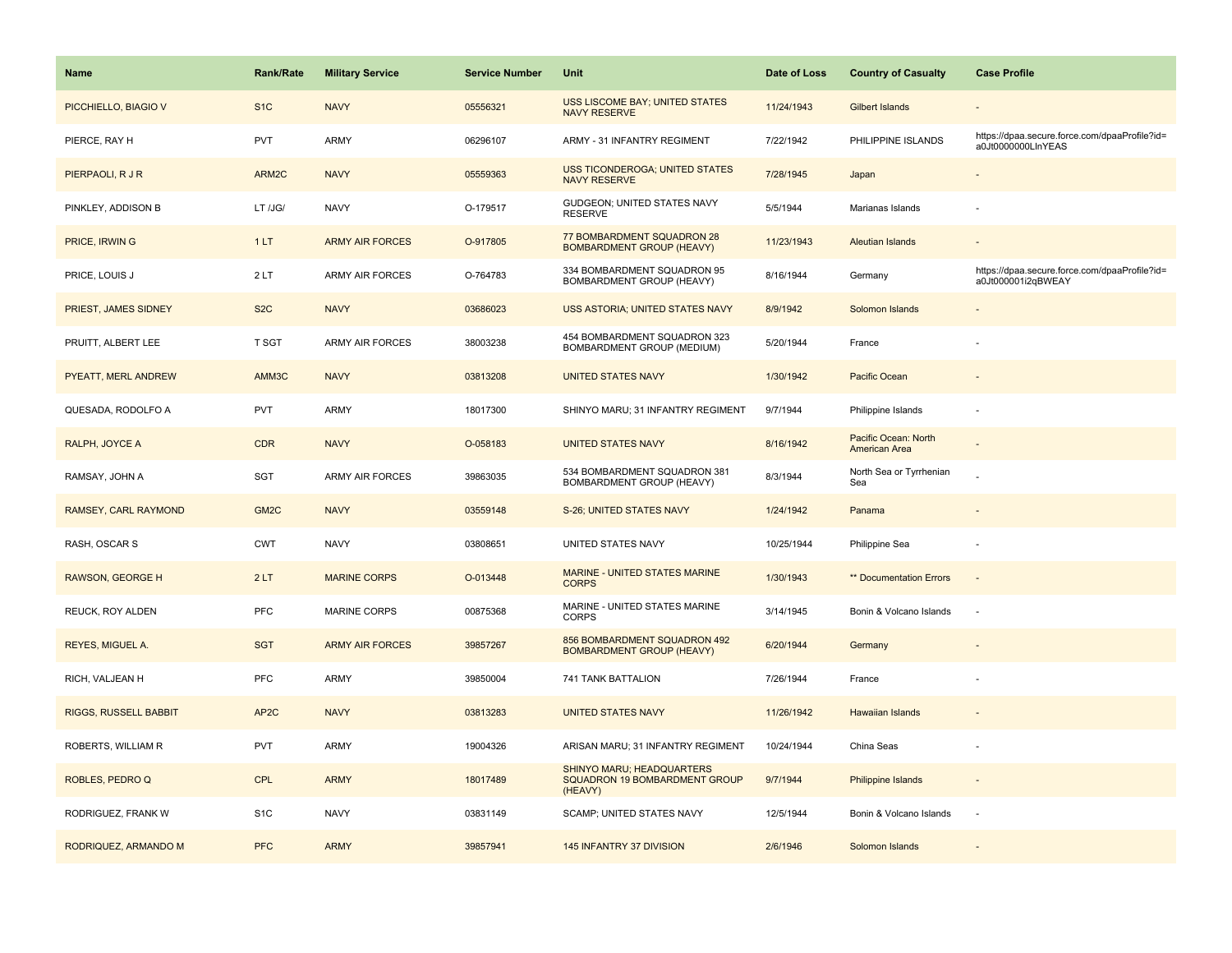| Name | Rank/Rate | Military Service | Service Number | Unit | Date of Loss | Country of Casualty | Case Profile |
|---|---|---|---|---|---|---|---|
| PICCHIELLO, BIAGIO V | S1C | NAVY | 05556321 | USS LISCOME BAY; UNITED STATES NAVY RESERVE | 11/24/1943 | Gilbert Islands | - |
| PIERCE, RAY H | PVT | ARMY | 06296107 | ARMY - 31 INFANTRY REGIMENT | 7/22/1942 | PHILIPPINE ISLANDS | https://dpaa.secure.force.com/dpaaProfile?id=a0Jt0000000LlnYEAS |
| PIERPAOLI, R J R | ARM2C | NAVY | 05559363 | USS TICONDEROGA; UNITED STATES NAVY RESERVE | 7/28/1945 | Japan | - |
| PINKLEY, ADDISON B | LT /JG/ | NAVY | O-179517 | GUDGEON; UNITED STATES NAVY RESERVE | 5/5/1944 | Marianas Islands | - |
| PRICE, IRWIN G | 1 LT | ARMY AIR FORCES | O-917805 | 77 BOMBARDMENT SQUADRON 28 BOMBARDMENT GROUP (HEAVY) | 11/23/1943 | Aleutian Islands | - |
| PRICE, LOUIS J | 2 LT | ARMY AIR FORCES | O-764783 | 334 BOMBARDMENT SQUADRON 95 BOMBARDMENT GROUP (HEAVY) | 8/16/1944 | Germany | https://dpaa.secure.force.com/dpaaProfile?id=a0Jt000001i2qBWEAY |
| PRIEST, JAMES SIDNEY | S2C | NAVY | 03686023 | USS ASTORIA; UNITED STATES NAVY | 8/9/1942 | Solomon Islands | - |
| PRUITT, ALBERT LEE | T SGT | ARMY AIR FORCES | 38003238 | 454 BOMBARDMENT SQUADRON 323 BOMBARDMENT GROUP (MEDIUM) | 5/20/1944 | France | - |
| PYEATT, MERL ANDREW | AMM3C | NAVY | 03813208 | UNITED STATES NAVY | 1/30/1942 | Pacific Ocean | - |
| QUESADA, RODOLFO A | PVT | ARMY | 18017300 | SHINYO MARU; 31 INFANTRY REGIMENT | 9/7/1944 | Philippine Islands | - |
| RALPH, JOYCE A | CDR | NAVY | O-058183 | UNITED STATES NAVY | 8/16/1942 | Pacific Ocean: North American Area | - |
| RAMSAY, JOHN A | SGT | ARMY AIR FORCES | 39863035 | 534 BOMBARDMENT SQUADRON 381 BOMBARDMENT GROUP (HEAVY) | 8/3/1944 | North Sea or Tyrrhenian Sea | - |
| RAMSEY, CARL RAYMOND | GM2C | NAVY | 03559148 | S-26; UNITED STATES NAVY | 1/24/1942 | Panama | - |
| RASH, OSCAR S | CWT | NAVY | 03808651 | UNITED STATES NAVY | 10/25/1944 | Philippine Sea | - |
| RAWSON, GEORGE H | 2 LT | MARINE CORPS | O-013448 | MARINE - UNITED STATES MARINE CORPS | 1/30/1943 | ** Documentation Errors | - |
| REUCK, ROY ALDEN | PFC | MARINE CORPS | 00875368 | MARINE - UNITED STATES MARINE CORPS | 3/14/1945 | Bonin & Volcano Islands | - |
| REYES, MIGUEL A. | SGT | ARMY AIR FORCES | 39857267 | 856 BOMBARDMENT SQUADRON 492 BOMBARDMENT GROUP (HEAVY) | 6/20/1944 | Germany | - |
| RICH, VALJEAN H | PFC | ARMY | 39850004 | 741 TANK BATTALION | 7/26/1944 | France | - |
| RIGGS, RUSSELL BABBIT | AP2C | NAVY | 03813283 | UNITED STATES NAVY | 11/26/1942 | Hawaiian Islands | - |
| ROBERTS, WILLIAM R | PVT | ARMY | 19004326 | ARISAN MARU; 31 INFANTRY REGIMENT | 10/24/1944 | China Seas | - |
| ROBLES, PEDRO Q | CPL | ARMY | 18017489 | SHINYO MARU; HEADQUARTERS SQUADRON 19 BOMBARDMENT GROUP (HEAVY) | 9/7/1944 | Philippine Islands | - |
| RODRIGUEZ, FRANK W | S1C | NAVY | 03831149 | SCAMP; UNITED STATES NAVY | 12/5/1944 | Bonin & Volcano Islands | - |
| RODRIQUEZ, ARMANDO M | PFC | ARMY | 39857941 | 145 INFANTRY 37 DIVISION | 2/6/1946 | Solomon Islands | - |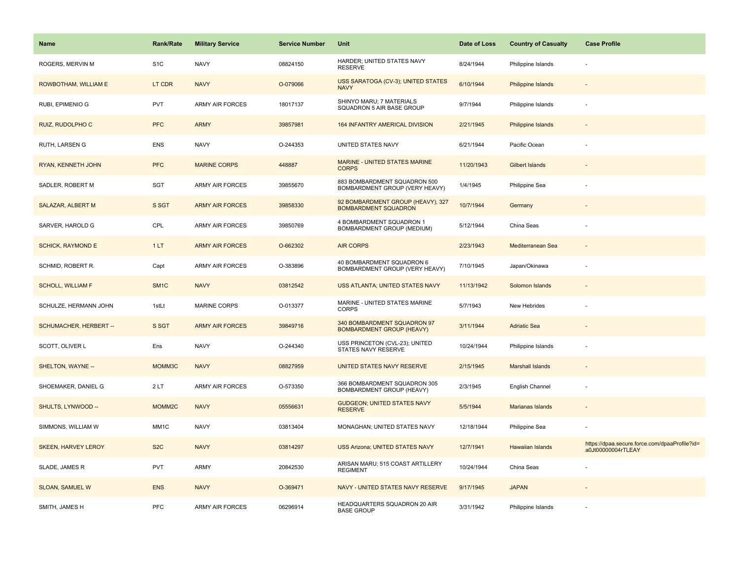| Name | Rank/Rate | Military Service | Service Number | Unit | Date of Loss | Country of Casualty | Case Profile |
|---|---|---|---|---|---|---|---|
| ROGERS, MERVIN M | S1C | NAVY | 08824150 | HARDER; UNITED STATES NAVY RESERVE | 8/24/1944 | Philippine Islands | - |
| ROWBOTHAM, WILLIAM E | LT CDR | NAVY | O-079066 | USS SARATOGA (CV-3); UNITED STATES NAVY | 6/10/1944 | Philippine Islands | - |
| RUBI, EPIMENIO G | PVT | ARMY AIR FORCES | 18017137 | SHINYO MARU; 7 MATERIALS SQUADRON 5 AIR BASE GROUP | 9/7/1944 | Philippine Islands | - |
| RUIZ, RUDOLPHO C | PFC | ARMY | 39857981 | 164 INFANTRY AMERICAL DIVISION | 2/21/1945 | Philippine Islands | - |
| RUTH, LARSEN G | ENS | NAVY | O-244353 | UNITED STATES NAVY | 6/21/1944 | Pacific Ocean | - |
| RYAN, KENNETH JOHN | PFC | MARINE CORPS | 448887 | MARINE - UNITED STATES MARINE CORPS | 11/20/1943 | Gilbert Islands | - |
| SADLER, ROBERT M | SGT | ARMY AIR FORCES | 39855670 | 883 BOMBARDMENT SQUADRON 500 BOMBARDMENT GROUP (VERY HEAVY) | 1/4/1945 | Philippine Sea | - |
| SALAZAR, ALBERT M | S SGT | ARMY AIR FORCES | 39858330 | 92 BOMBARDMENT GROUP (HEAVY), 327 BOMBARDMENT SQUADRON | 10/7/1944 | Germany | - |
| SARVER, HAROLD G | CPL | ARMY AIR FORCES | 39850769 | 4 BOMBARDMENT SQUADRON 1 BOMBARDMENT GROUP (MEDIUM) | 5/12/1944 | China Seas | - |
| SCHICK, RAYMOND E | 1 LT | ARMY AIR FORCES | O-662302 | AIR CORPS | 2/23/1943 | Mediterranean Sea | - |
| SCHMID, ROBERT R. | Capt | ARMY AIR FORCES | O-383896 | 40 BOMBARDMENT SQUADRON 6 BOMBARDMENT GROUP (VERY HEAVY) | 7/10/1945 | Japan/Okinawa | - |
| SCHOLL, WILLIAM F | SM1C | NAVY | 03812542 | USS ATLANTA; UNITED STATES NAVY | 11/13/1942 | Solomon Islands | - |
| SCHULZE, HERMANN JOHN | 1stLt | MARINE CORPS | O-013377 | MARINE - UNITED STATES MARINE CORPS | 5/7/1943 | New Hebrides | - |
| SCHUMACHER, HERBERT -- | S SGT | ARMY AIR FORCES | 39849716 | 340 BOMBARDMENT SQUADRON 97 BOMBARDMENT GROUP (HEAVY) | 3/11/1944 | Adriatic Sea | - |
| SCOTT, OLIVER L | Ens | NAVY | O-244340 | USS PRINCETON (CVL-23); UNITED STATES NAVY RESERVE | 10/24/1944 | Philippine Islands | - |
| SHELTON, WAYNE -- | MOMM3C | NAVY | 08827959 | UNITED STATES NAVY RESERVE | 2/15/1945 | Marshall Islands | - |
| SHOEMAKER, DANIEL G | 2 LT | ARMY AIR FORCES | O-573350 | 366 BOMBARDMENT SQUADRON 305 BOMBARDMENT GROUP (HEAVY) | 2/3/1945 | English Channel | - |
| SHULTS, LYNWOOD -- | MOMM2C | NAVY | 05556631 | GUDGEON; UNITED STATES NAVY RESERVE | 5/5/1944 | Marianas Islands | - |
| SIMMONS, WILLIAM W | MM1C | NAVY | 03813404 | MONAGHAN; UNITED STATES NAVY | 12/18/1944 | Philippine Sea | - |
| SKEEN, HARVEY LEROY | S2C | NAVY | 03814297 | USS Arizona; UNITED STATES NAVY | 12/7/1941 | Hawaiian Islands | https://dpaa.secure.force.com/dpaaProfile?id=a0Jt00000004rTLEAY |
| SLADE, JAMES R | PVT | ARMY | 20842530 | ARISAN MARU; 515 COAST ARTILLERY REGIMENT | 10/24/1944 | China Seas | - |
| SLOAN, SAMUEL W | ENS | NAVY | O-369471 | NAVY - UNITED STATES NAVY RESERVE | 9/17/1945 | JAPAN | - |
| SMITH, JAMES H | PFC | ARMY AIR FORCES | 06296914 | HEADQUARTERS SQUADRON 20 AIR BASE GROUP | 3/31/1942 | Philippine Islands | - |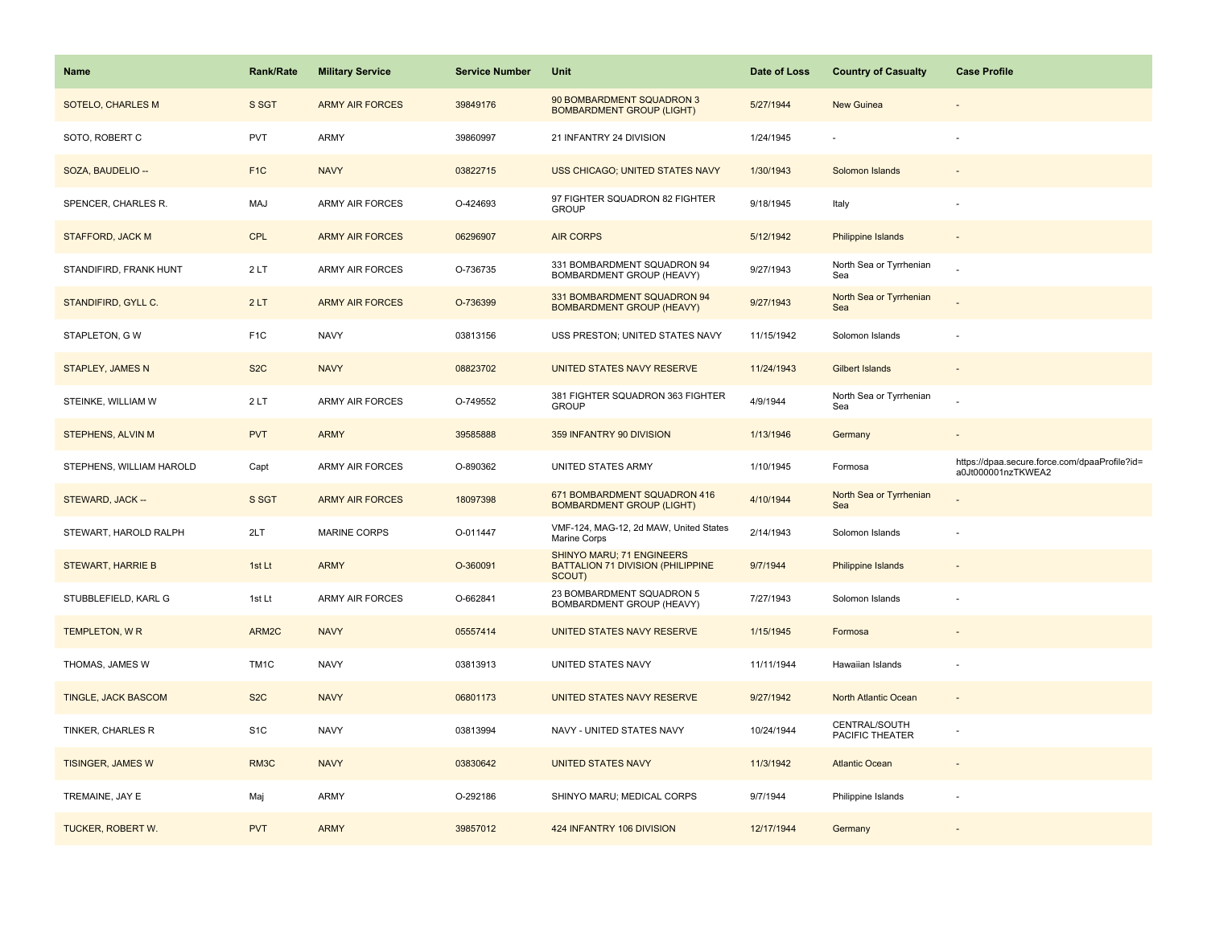| Name | Rank/Rate | Military Service | Service Number | Unit | Date of Loss | Country of Casualty | Case Profile |
| --- | --- | --- | --- | --- | --- | --- | --- |
| SOTELO, CHARLES M | S SGT | ARMY AIR FORCES | 39849176 | 90 BOMBARDMENT SQUADRON 3 BOMBARDMENT GROUP (LIGHT) | 5/27/1944 | New Guinea | - |
| SOTO, ROBERT C | PVT | ARMY | 39860997 | 21 INFANTRY 24 DIVISION | 1/24/1945 | - | - |
| SOZA, BAUDELIO -- | F1C | NAVY | 03822715 | USS CHICAGO; UNITED STATES NAVY | 1/30/1943 | Solomon Islands | - |
| SPENCER, CHARLES R. | MAJ | ARMY AIR FORCES | O-424693 | 97 FIGHTER SQUADRON 82 FIGHTER GROUP | 9/18/1945 | Italy | - |
| STAFFORD, JACK M | CPL | ARMY AIR FORCES | 06296907 | AIR CORPS | 5/12/1942 | Philippine Islands | - |
| STANDIFIRD, FRANK HUNT | 2 LT | ARMY AIR FORCES | O-736735 | 331 BOMBARDMENT SQUADRON 94 BOMBARDMENT GROUP (HEAVY) | 9/27/1943 | North Sea or Tyrrhenian Sea | - |
| STANDIFIRD, GYLL C. | 2 LT | ARMY AIR FORCES | O-736399 | 331 BOMBARDMENT SQUADRON 94 BOMBARDMENT GROUP (HEAVY) | 9/27/1943 | North Sea or Tyrrhenian Sea | - |
| STAPLETON, G W | F1C | NAVY | 03813156 | USS PRESTON; UNITED STATES NAVY | 11/15/1942 | Solomon Islands | - |
| STAPLEY, JAMES N | S2C | NAVY | 08823702 | UNITED STATES NAVY RESERVE | 11/24/1943 | Gilbert Islands | - |
| STEINKE, WILLIAM W | 2 LT | ARMY AIR FORCES | O-749552 | 381 FIGHTER SQUADRON 363 FIGHTER GROUP | 4/9/1944 | North Sea or Tyrrhenian Sea | - |
| STEPHENS, ALVIN M | PVT | ARMY | 39585888 | 359 INFANTRY 90 DIVISION | 1/13/1946 | Germany | - |
| STEPHENS, WILLIAM HAROLD | Capt | ARMY AIR FORCES | O-890362 | UNITED STATES ARMY | 1/10/1945 | Formosa | https://dpaa.secure.force.com/dpaaProfile?id=a0Jt000001nzTKWEA2 |
| STEWARD, JACK -- | S SGT | ARMY AIR FORCES | 18097398 | 671 BOMBARDMENT SQUADRON 416 BOMBARDMENT GROUP (LIGHT) | 4/10/1944 | North Sea or Tyrrhenian Sea | - |
| STEWART, HAROLD RALPH | 2LT | MARINE CORPS | O-011447 | VMF-124, MAG-12, 2d MAW, United States Marine Corps | 2/14/1943 | Solomon Islands | - |
| STEWART, HARRIE B | 1st Lt | ARMY | O-360091 | SHINYO MARU; 71 ENGINEERS BATTALION 71 DIVISION (PHILIPPINE SCOUT) | 9/7/1944 | Philippine Islands | - |
| STUBBLEFIELD, KARL G | 1st Lt | ARMY AIR FORCES | O-662841 | 23 BOMBARDMENT SQUADRON 5 BOMBARDMENT GROUP (HEAVY) | 7/27/1943 | Solomon Islands | - |
| TEMPLETON, W R | ARM2C | NAVY | 05557414 | UNITED STATES NAVY RESERVE | 1/15/1945 | Formosa | - |
| THOMAS, JAMES W | TM1C | NAVY | 03813913 | UNITED STATES NAVY | 11/11/1944 | Hawaiian Islands | - |
| TINGLE, JACK BASCOM | S2C | NAVY | 06801173 | UNITED STATES NAVY RESERVE | 9/27/1942 | North Atlantic Ocean | - |
| TINKER, CHARLES R | S1C | NAVY | 03813994 | NAVY - UNITED STATES NAVY | 10/24/1944 | CENTRAL/SOUTH PACIFIC THEATER | - |
| TISINGER, JAMES W | RM3C | NAVY | 03830642 | UNITED STATES NAVY | 11/3/1942 | Atlantic Ocean | - |
| TREMAINE, JAY E | Maj | ARMY | O-292186 | SHINYO MARU; MEDICAL CORPS | 9/7/1944 | Philippine Islands | - |
| TUCKER, ROBERT W. | PVT | ARMY | 39857012 | 424 INFANTRY 106 DIVISION | 12/17/1944 | Germany | - |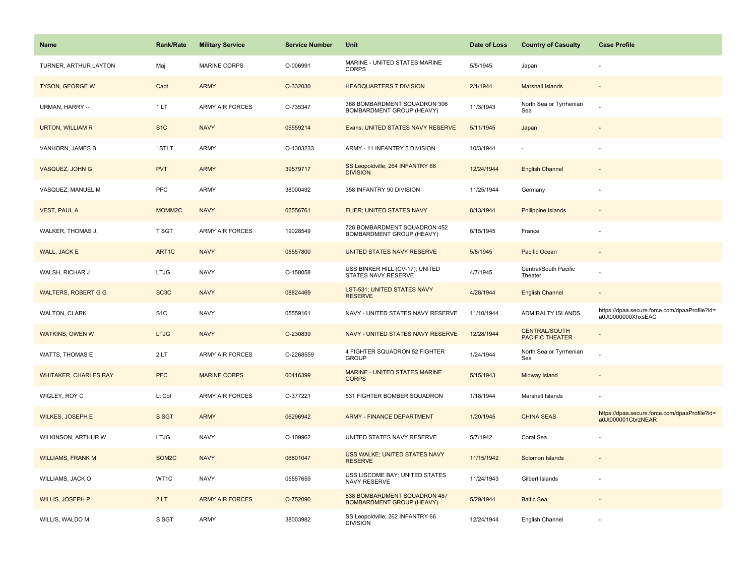| Name | Rank/Rate | Military Service | Service Number | Unit | Date of Loss | Country of Casualty | Case Profile |
| --- | --- | --- | --- | --- | --- | --- | --- |
| TURNER, ARTHUR LAYTON | Maj | MARINE CORPS | O-006991 | MARINE - UNITED STATES MARINE CORPS | 5/5/1945 | Japan | - |
| TYSON, GEORGE W | Capt | ARMY | O-332030 | HEADQUARTERS 7 DIVISION | 2/1/1944 | Marshall Islands | - |
| URMAN, HARRY -- | 1 LT | ARMY AIR FORCES | O-735347 | 368 BOMBARDMENT SQUADRON 306 BOMBARDMENT GROUP (HEAVY) | 11/3/1943 | North Sea or Tyrrhenian Sea | - |
| URTON, WILLIAM R | S1C | NAVY | 05559214 | Evans; UNITED STATES NAVY RESERVE | 5/11/1945 | Japan | - |
| VANHORN, JAMES B | 1STLT | ARMY | O-1303233 | ARMY - 11 INFANTRY 5 DIVISION | 10/3/1944 | - | - |
| VASQUEZ, JOHN G | PVT | ARMY | 39579717 | SS Leopoldville; 264 INFANTRY 66 DIVISION | 12/24/1944 | English Channel | - |
| VASQUEZ, MANUEL M | PFC | ARMY | 38000492 | 358 INFANTRY 90 DIVISION | 11/25/1944 | Germany | - |
| VEST, PAUL A | MOMM2C | NAVY | 05556761 | FLIER; UNITED STATES NAVY | 8/13/1944 | Philippine Islands | - |
| WALKER, THOMAS J. | T SGT | ARMY AIR FORCES | 19028549 | 728 BOMBARDMENT SQUADRON 452 BOMBARDMENT GROUP (HEAVY) | 8/15/1945 | France | - |
| WALL, JACK E | ART1C | NAVY | 05557800 | UNITED STATES NAVY RESERVE | 5/8/1945 | Pacific Ocean | - |
| WALSH, RICHAR J | LTJG | NAVY | O-158058 | USS BINKER HILL (CV-17); UNITED STATES NAVY RESERVE | 4/7/1945 | Central/South Pacific Theater | - |
| WALTERS, ROBERT G G | SC3C | NAVY | 08824469 | LST-531; UNITED STATES NAVY RESERVE | 4/28/1944 | English Channel | - |
| WALTON, CLARK | S1C | NAVY | 05559161 | NAVY - UNITED STATES NAVY RESERVE | 11/10/1944 | ADMIRALTY ISLANDS | https://dpaa.secure.force.com/dpaaProfile?id=a0Jt0000000XhxsEAC |
| WATKINS, OWEN W | LTJG | NAVY | O-230839 | NAVY - UNITED STATES NAVY RESERVE | 12/28/1944 | CENTRAL/SOUTH PACIFIC THEATER | - |
| WATTS, THOMAS E | 2 LT | ARMY AIR FORCES | O-2268559 | 4 FIGHTER SQUADRON 52 FIGHTER GROUP | 1/24/1944 | North Sea or Tyrrhenian Sea | - |
| WHITAKER, CHARLES RAY | PFC | MARINE CORPS | 00416399 | MARINE - UNITED STATES MARINE CORPS | 5/15/1943 | Midway Island | - |
| WIGLEY, ROY C | Lt Col | ARMY AIR FORCES | O-377221 | 531 FIGHTER BOMBER SQUADRON | 1/18/1944 | Marshall Islands | - |
| WILKES, JOSEPH E | S SGT | ARMY | 06296942 | ARMY - FINANCE DEPARTMENT | 1/20/1945 | CHINA SEAS | https://dpaa.secure.force.com/dpaaProfile?id=a0Jt000001CbrzNEAR |
| WILKINSON, ARTHUR W | LTJG | NAVY | O-109962 | UNITED STATES NAVY RESERVE | 5/7/1942 | Coral Sea | - |
| WILLIAMS, FRANK M | SOM2C | NAVY | 06801047 | USS WALKE; UNITED STATES NAVY RESERVE | 11/15/1942 | Solomon Islands | - |
| WILLIAMS, JACK O | WT1C | NAVY | 05557659 | USS LISCOME BAY; UNITED STATES NAVY RESERVE | 11/24/1943 | Gilbert Islands | - |
| WILLIS, JOSEPH P | 2 LT | ARMY AIR FORCES | O-752090 | 838 BOMBARDMENT SQUADRON 487 BOMBARDMENT GROUP (HEAVY) | 5/29/1944 | Baltic Sea | - |
| WILLIS, WALDO M | S SGT | ARMY | 38003982 | SS Leopoldville; 262 INFANTRY 66 DIVISION | 12/24/1944 | English Channel | - |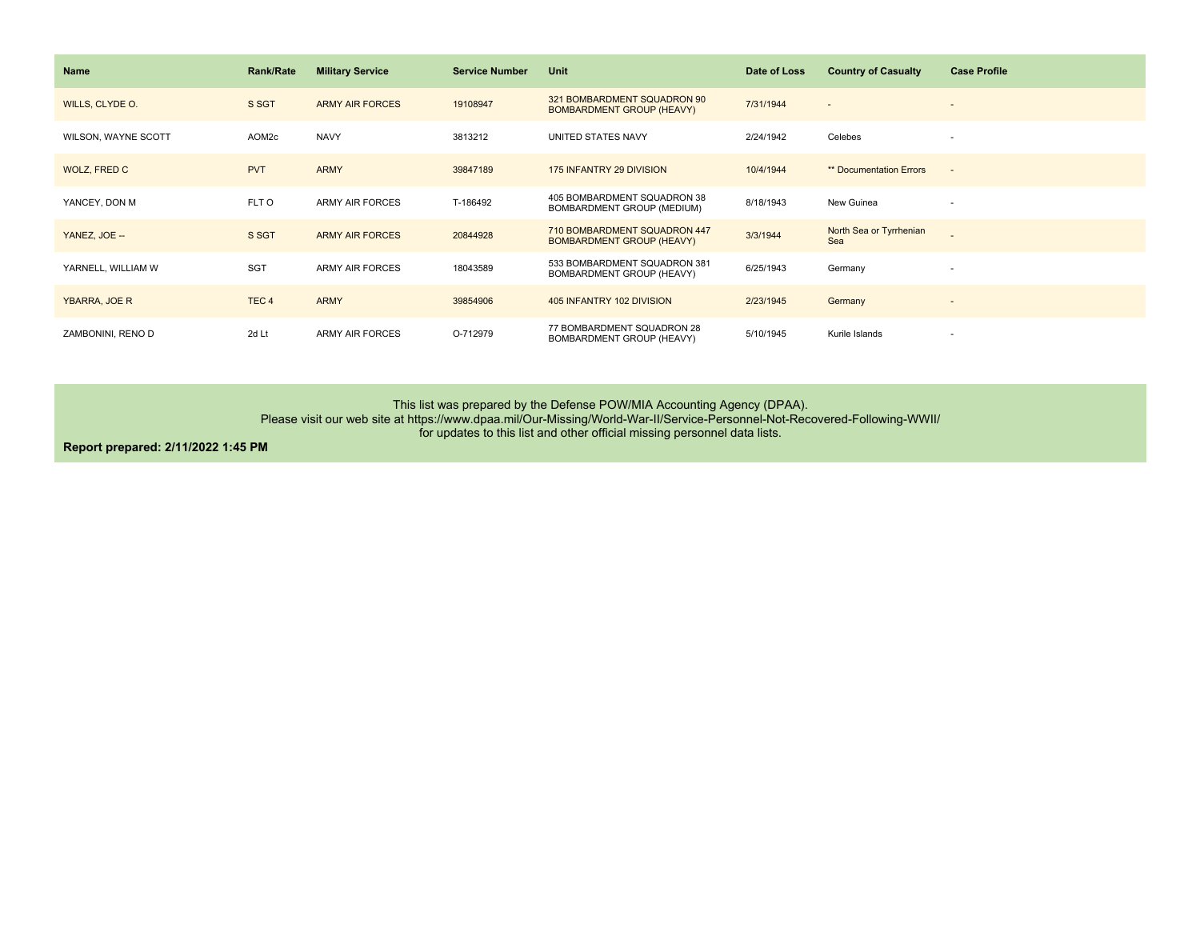| Name | Rank/Rate | Military Service | Service Number | Unit | Date of Loss | Country of Casualty | Case Profile |
|---|---|---|---|---|---|---|---|
| WILLS, CLYDE O. | S SGT | ARMY AIR FORCES | 19108947 | 321 BOMBARDMENT SQUADRON 90 BOMBARDMENT GROUP (HEAVY) | 7/31/1944 | - | - |
| WILSON, WAYNE SCOTT | AOM2c | NAVY | 3813212 | UNITED STATES NAVY | 2/24/1942 | Celebes | - |
| WOLZ, FRED C | PVT | ARMY | 39847189 | 175 INFANTRY 29 DIVISION | 10/4/1944 | ** Documentation Errors | - |
| YANCEY, DON M | FLT O | ARMY AIR FORCES | T-186492 | 405 BOMBARDMENT SQUADRON 38 BOMBARDMENT GROUP (MEDIUM) | 8/18/1943 | New Guinea | - |
| YANEZ, JOE -- | S SGT | ARMY AIR FORCES | 20844928 | 710 BOMBARDMENT SQUADRON 447 BOMBARDMENT GROUP (HEAVY) | 3/3/1944 | North Sea or Tyrrhenian Sea | - |
| YARNELL, WILLIAM W | SGT | ARMY AIR FORCES | 18043589 | 533 BOMBARDMENT SQUADRON 381 BOMBARDMENT GROUP (HEAVY) | 6/25/1943 | Germany | - |
| YBARRA, JOE R | TEC 4 | ARMY | 39854906 | 405 INFANTRY 102 DIVISION | 2/23/1945 | Germany | - |
| ZAMBONINI, RENO D | 2d Lt | ARMY AIR FORCES | O-712979 | 77 BOMBARDMENT SQUADRON 28 BOMBARDMENT GROUP (HEAVY) | 5/10/1945 | Kurile Islands | - |

This list was prepared by the Defense POW/MIA Accounting Agency (DPAA).
Please visit our web site at https://www.dpaa.mil/Our-Missing/World-War-II/Service-Personnel-Not-Recovered-Following-WWII/
for updates to this list and other official missing personnel data lists.

**Report prepared: 2/11/2022 1:45 PM**